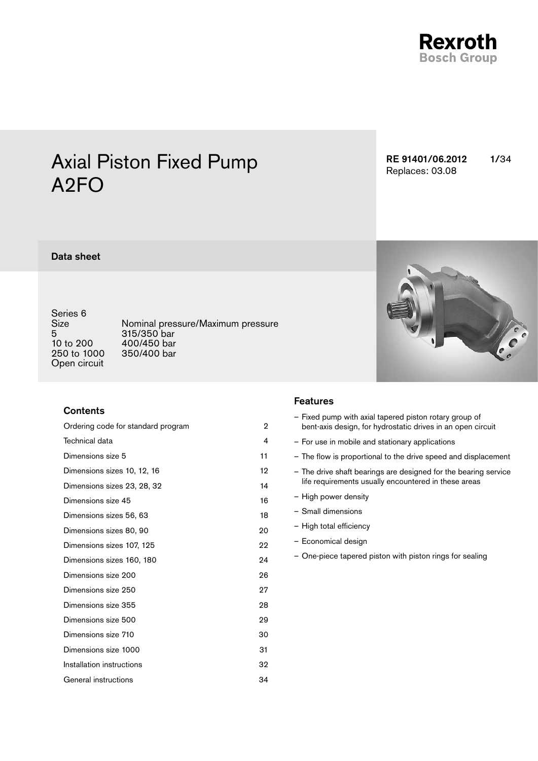# Axial Piston Fixed Pump A2FO

RE 91401/06.2012
Replaces: 03.08

## Data sheet

Series 6

| Size | Nominal pressure/Maximum pressure |
|---|---|
| 5 | 315/350 bar |
| 10 to 200 | 400/450 bar |
| 250 to 1000 | 350/400 bar |

Open circuit

### Contents

| | |
|---|---|
| Ordering code for standard program | 2 |
| Technical data | 4 |
| Dimensions size 5 | 11 |
| Dimensions sizes 10, 12, 16 | 12 |
| Dimensions sizes 23, 28, 32 | 14 |
| Dimensions size 45 | 16 |
| Dimensions sizes 56, 63 | 18 |
| Dimensions sizes 80, 90 | 20 |
| Dimensions sizes 107, 125 | 22 |
| Dimensions sizes 160, 180 | 24 |
| Dimensions size 200 | 26 |
| Dimensions size 250 | 27 |
| Dimensions size 355 | 28 |
| Dimensions size 500 | 29 |
| Dimensions size 710 | 30 |
| Dimensions size 1000 | 31 |
| Installation instructions | 32 |
| General instructions | 34 |

### Features

- Fixed pump with axial tapered piston rotary group of bent-axis design, for hydrostatic drives in an open circuit
- For use in mobile and stationary applications
- The flow is proportional to the drive speed and displacement
- The drive shaft bearings are designed for the bearing service life requirements usually encountered in these areas
- High power density
- Small dimensions
- High total efficiency
- Economical design
- One-piece tapered piston with piston rings for sealing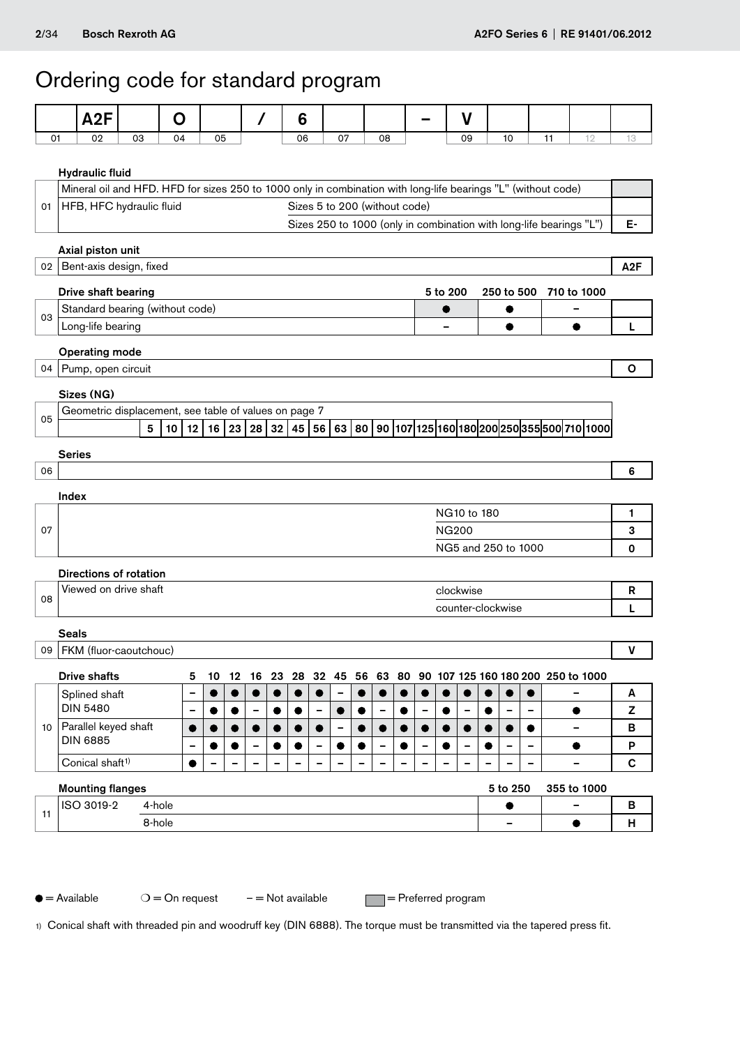# Ordering code for standard program

| | A2F | | O | | / | 6 | | | – | V | | | | |
|---|---|---|---|---|---|---|---|---|---|---|---|---|---|---|
| 01 | 02 | 03 | 04 | 05 | | 06 | 07 | 08 | | 09 | 10 | 11 | 12 | 13 |

### Hydraulic fluid

| | | | |
|---|---|---|---|
| 01 | Mineral oil and HFD. HFD for sizes 250 to 1000 only in combination with long-life bearings "L" (without code) | | |
| | HFB, HFC hydraulic fluid | Sizes 5 to 200 (without code) | |
| | | Sizes 250 to 1000 (only in combination with long-life bearings "L") | E- |

### Axial piston unit

| | | |
|---|---|---|
| 02 | Bent-axis design, fixed | A2F |

### Drive shaft bearing

| | | 5 to 200 | 250 to 500 | 710 to 1000 | |
|---|---|---|---|---|---|
| 03 | Standard bearing (without code) | ● | ● | – | |
| | Long-life bearing | – | ● | ● | L |

### Operating mode

| | | |
|---|---|---|
| 04 | Pump, open circuit | O |

### Sizes (NG)

| | | | | | | | | | | | | | | | | | | | | | | | |
|---|---|---|---|---|---|---|---|---|---|---|---|---|---|---|---|---|---|---|---|---|---|---|---|
| 05 | Geometric displacement, see table of values on page 7 | | | | | | | | | | | | | | | | | | | | | | |
| | | 5 | 10 | 12 | 16 | 23 | 28 | 32 | 45 | 56 | 63 | 80 | 90 | 107 | 125 | 160 | 180 | 200 | 250 | 355 | 500 | 710 | 1000 |

### Series

| | | |
|---|---|---|
| 06 | | 6 |

### Index

| | | | |
|---|---|---|---|
| 07 | | NG10 to 180 | 1 |
| | | NG200 | 3 |
| | | NG5 and 250 to 1000 | 0 |

### Directions of rotation

| | | | |
|---|---|---|---|
| 08 | Viewed on drive shaft | clockwise | R |
| | | counter-clockwise | L |

### Seals

| | | |
|---|---|---|
| 09 | FKM (fluor-caoutchouc) | V |

### Drive shafts

| | | 5 | 10 | 12 | 16 | 23 | 28 | 32 | 45 | 56 | 63 | 80 | 90 | 107 | 125 | 160 | 180 | 200 | 250 to 1000 | |
|---|---|---|---|---|---|---|---|---|---|---|---|---|---|---|---|---|---|---|---|---|
| 10 | Splined shaft DIN 5480 | – | ● | ● | ● | ● | ● | ● | – | ● | ● | ● | ● | ● | ● | ● | ● | ● | – | A |
| | | – | ● | ● | – | ● | ● | – | ● | ● | – | ● | – | ● | – | ● | – | – | ● | Z |
| | Parallel keyed shaft DIN 6885 | ● | ● | ● | ● | ● | ● | ● | – | ● | ● | ● | ● | ● | ● | ● | ● | ● | – | B |
| | | – | ● | ● | – | ● | ● | – | ● | ● | – | ● | – | ● | – | ● | – | – | ● | P |
| | Conical shaft[1] | ● | – | – | – | – | – | – | – | – | – | – | – | – | – | – | – | – | – | C |

### Mounting flanges

| | | | 5 to 250 | 355 to 1000 | |
|---|---|---|---|---|---|
| 11 | ISO 3019-2 | 4-hole | ● | – | B |
| | | 8-hole | – | ● | H |

● = Available ❍ = On request – = Not available ▭ = Preferred program

1) Conical shaft with threaded pin and woodruff key (DIN 6888). The torque must be transmitted via the tapered press fit.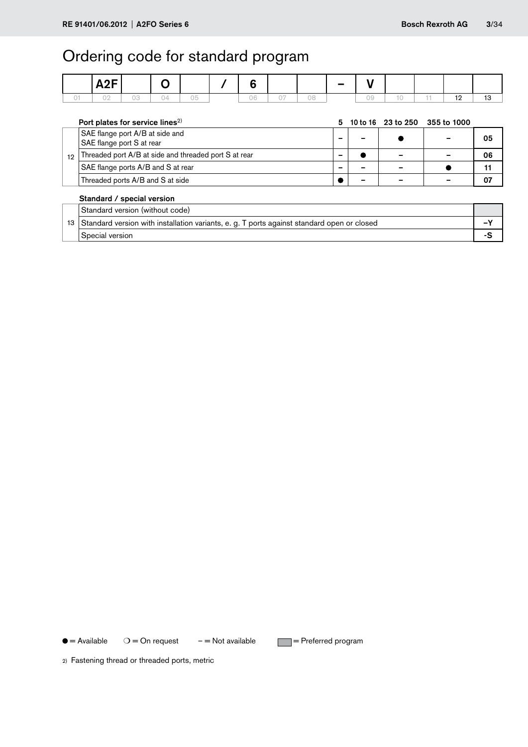# Ordering code for standard program

| | A2F | | O | | / | 6 | | | – | V | | | | |
|---|---|---|---|---|---|---|---|---|---|---|---|---|---|---|
| 01 | 02 | 03 | 04 | 05 | | 06 | 07 | 08 | | 09 | 10 | 11 | 12 | 13 |

**Port plates for service lines**[2)]

| | | 5 | 10 to 16 | 23 to 250 | 355 to 1000 | |
|---|---|---|---|---|---|---|
| 12 | SAE flange port A/B at side and SAE flange port S at rear | – | – | ● | – | **05** |
| | Threaded port A/B at side and threaded port S at rear | – | ● | – | – | **06** |
| | SAE flange ports A/B and S at rear | – | – | – | ● | **11** |
| | Threaded ports A/B and S at side | ● | – | – | – | **07** |

**Standard / special version**

| | | |
|---|---|---|
| 13 | Standard version (without code) | |
| | Standard version with installation variants, e. g. T ports against standard open or closed | **–Y** |
| | Special version | **-S** |

● = Available ❍ = On request – = Not available ▭ = Preferred program

2) Fastening thread or threaded ports, metric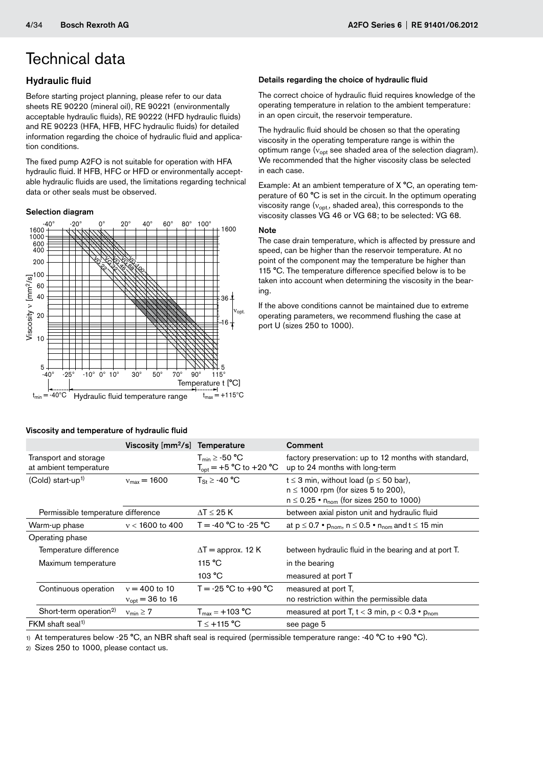# Technical data

## Hydraulic fluid

Before starting project planning, please refer to our data sheets RE 90220 (mineral oil), RE 90221 (environmentally acceptable hydraulic fluids), RE 90222 (HFD hydraulic fluids) and RE 90223 (HFA, HFB, HFC hydraulic fluids) for detailed information regarding the choice of hydraulic fluid and application conditions.

The fixed pump A2FO is not suitable for operation with HFA hydraulic fluid. If HFB, HFC or HFD or environmentally acceptable hydraulic fluids are used, the limitations regarding technical data or other seals must be observed.

### Selection diagram

### Details regarding the choice of hydraulic fluid

The correct choice of hydraulic fluid requires knowledge of the operating temperature in relation to the ambient temperature: in an open circuit, the reservoir temperature.

The hydraulic fluid should be chosen so that the operating viscosity in the operating temperature range is within the optimum range ($\nu_{opt}$ see shaded area of the selection diagram). We recommended that the higher viscosity class be selected in each case.

Example: At an ambient temperature of X °C, an operating temperature of 60 °C is set in the circuit. In the optimum operating viscosity range ($\nu_{opt.}$, shaded area), this corresponds to the viscosity classes VG 46 or VG 68; to be selected: VG 68.

**Note**

The case drain temperature, which is affected by pressure and speed, can be higher than the reservoir temperature. At no point of the component may the temperature be higher than 115 °C. The temperature difference specified below is to be taken into account when determining the viscosity in the bearing.

If the above conditions cannot be maintained due to extreme operating parameters, we recommend flushing the case at port U (sizes 250 to 1000).

### Viscosity and temperature of hydraulic fluid

| | Viscosity [mm²/s] | Temperature | Comment |
|---|---|---|---|
| Transport and storage at ambient temperature | | $T_{min} \geq$ -50 °C<br>$T_{opt}$ = +5 °C to +20 °C | factory preservation: up to 12 months with standard, up to 24 months with long-term |
| (Cold) start-up[1] | $\nu_{max}$ = 1600 | $T_{St} \geq$ -40 °C | $t \leq 3$ min, without load ($p \leq 50$ bar),<br>$n \leq 1000$ rpm (for sizes 5 to 200),<br>$n \leq 0.25 \cdot n_{nom}$ (for sizes 250 to 1000) |
| Permissible temperature difference | | $\Delta T \leq 25$ K | between axial piston unit and hydraulic fluid |
| Warm-up phase | $\nu$ < 1600 to 400 | T = -40 °C to -25 °C | at $p \leq 0.7 \cdot p_{nom}$, $n \leq 0.5 \cdot n_{nom}$ and $t \leq 15$ min |
| Operating phase | | | |
| Temperature difference | | $\Delta T$ = approx. 12 K | between hydraulic fluid in the bearing and at port T. |
| Maximum temperature | | 115 °C | in the bearing |
| | | 103 °C | measured at port T |
| Continuous operation | $\nu$ = 400 to 10<br>$\nu_{opt}$ = 36 to 16 | T = -25 °C to +90 °C | measured at port T,<br>no restriction within the permissible data |
| Short-term operation[2] | $\nu_{min} \geq 7$ | $T_{max}$ = +103 °C | measured at port T, $t < 3$ min, $p < 0.3 \cdot p_{nom}$ |
| FKM shaft seal[1] | | $T \leq$ +115 °C | see page 5 |

1) At temperatures below -25 °C, an NBR shaft seal is required (permissible temperature range: -40 °C to +90 °C).

2) Sizes 250 to 1000, please contact us.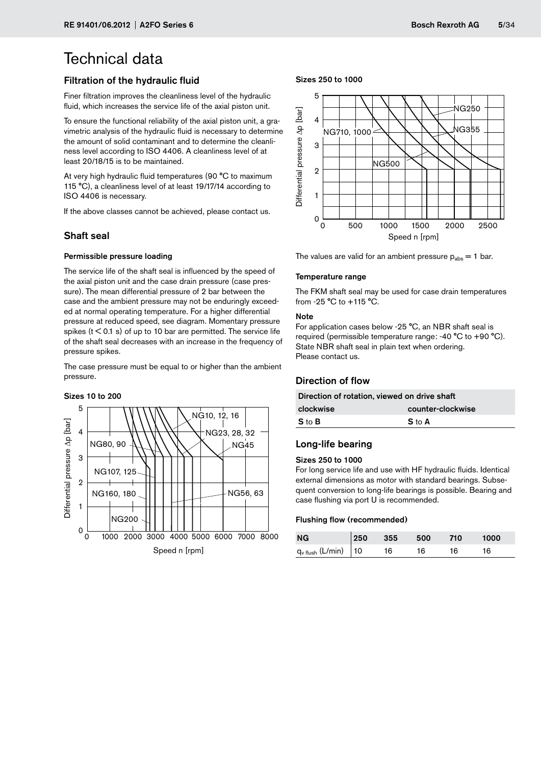# Technical data

## Filtration of the hydraulic fluid

Finer filtration improves the cleanliness level of the hydraulic fluid, which increases the service life of the axial piston unit.

To ensure the functional reliability of the axial piston unit, a gravimetric analysis of the hydraulic fluid is necessary to determine the amount of solid contaminant and to determine the cleanliness level according to ISO 4406. A cleanliness level of at least 20/18/15 is to be maintained.

At very high hydraulic fluid temperatures (90 °C to maximum 115 °C), a cleanliness level of at least 19/17/14 according to ISO 4406 is necessary.

If the above classes cannot be achieved, please contact us.

## Shaft seal

### Permissible pressure loading

The service life of the shaft seal is influenced by the speed of the axial piston unit and the case drain pressure (case pressure). The mean differential pressure of 2 bar between the case and the ambient pressure may not be enduringly exceeded at normal operating temperature. For a higher differential pressure at reduced speed, see diagram. Momentary pressure spikes ($t < 0.1$ s) of up to 10 bar are permitted. The service life of the shaft seal decreases with an increase in the frequency of pressure spikes.

The case pressure must be equal to or higher than the ambient pressure.

**Sizes 10 to 200**

**Sizes 250 to 1000**

The values are valid for an ambient pressure $p_{abs} = 1$ bar.

### Temperature range

The FKM shaft seal may be used for case drain temperatures from -25 °C to +115 °C.

**Note**

For application cases below -25 °C, an NBR shaft seal is required (permissible temperature range: -40 °C to +90 °C). State NBR shaft seal in plain text when ordering. Please contact us.

## Direction of flow

| Direction of rotation, viewed on drive shaft | |
|---|---|
| clockwise | counter-clockwise |
| **S** to **B** | **S** to **A** |

## Long-life bearing

### Sizes 250 to 1000

For long service life and use with HF hydraulic fluids. Identical external dimensions as motor with standard bearings. Subsequent conversion to long-life bearings is possible. Bearing and case flushing via port U is recommended.

### Flushing flow (recommended)

| NG | 250 | 355 | 500 | 710 | 1000 |
|---|---|---|---|---|---|
| $q_{v\,flush}$ (L/min) | 10 | 16 | 16 | 16 | 16 |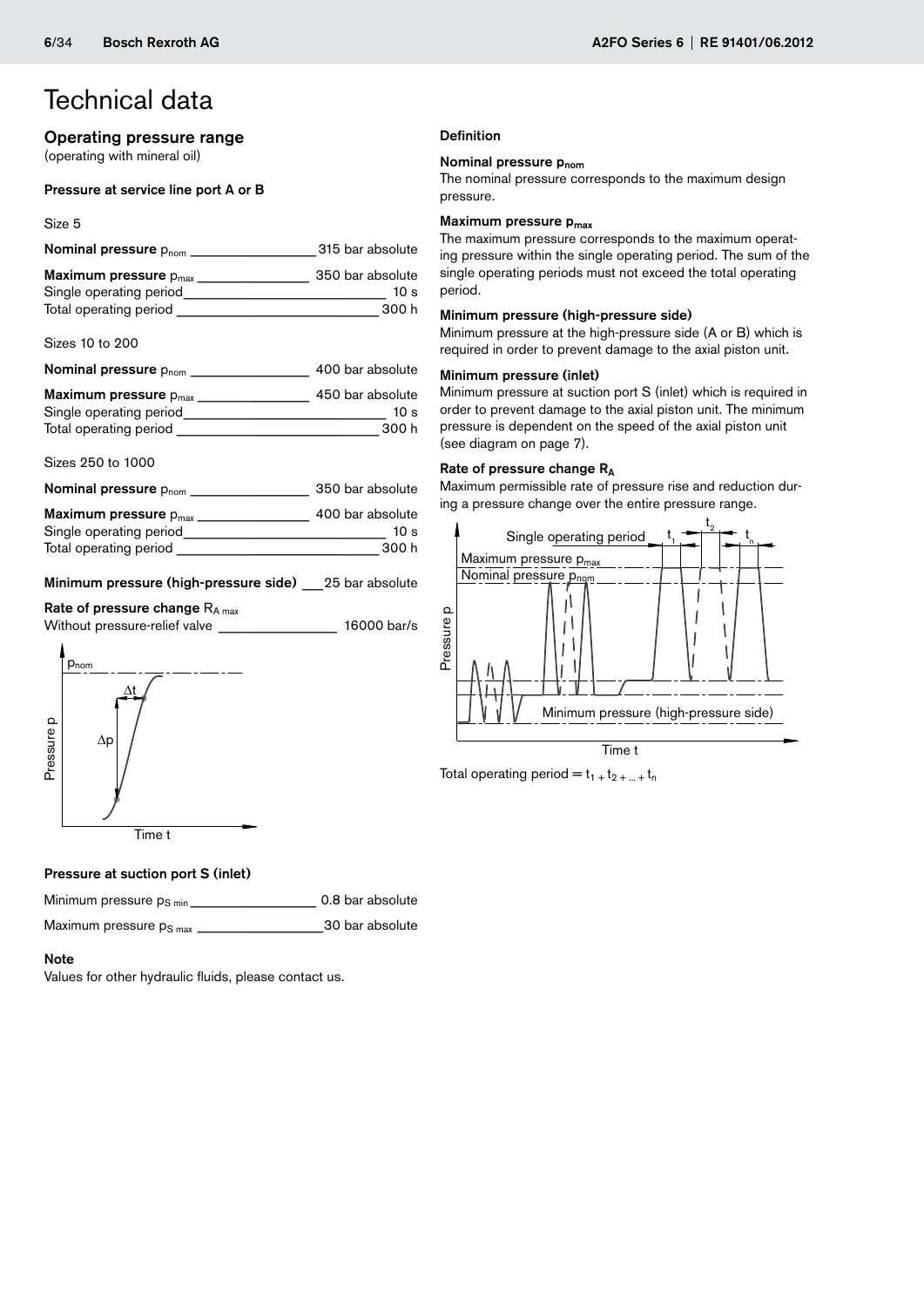# Technical data

## Operating pressure range

(operating with mineral oil)

### Pressure at service line port A or B

Size 5

**Nominal pressure** $p_{nom}$ — 315 bar absolute

**Maximum pressure** $p_{max}$ — 350 bar absolute
Single operating period — 10 s
Total operating period — 300 h

Sizes 10 to 200

**Nominal pressure** $p_{nom}$ — 400 bar absolute

**Maximum pressure** $p_{max}$ — 450 bar absolute
Single operating period — 10 s
Total operating period — 300 h

Sizes 250 to 1000

**Nominal pressure** $p_{nom}$ — 350 bar absolute

**Maximum pressure** $p_{max}$ — 400 bar absolute
Single operating period — 10 s
Total operating period — 300 h

**Minimum pressure (high-pressure side)** — 25 bar absolute

**Rate of pressure change** $R_{A\ max}$
Without pressure-relief valve — 16000 bar/s

### Pressure at suction port S (inlet)

Minimum pressure $p_{S\ min}$ — 0.8 bar absolute

Maximum pressure $p_{S\ max}$ — 30 bar absolute

### Note

Values for other hydraulic fluids, please contact us.

### Definition

**Nominal pressure $p_{nom}$**

The nominal pressure corresponds to the maximum design pressure.

**Maximum pressure $p_{max}$**

The maximum pressure corresponds to the maximum operating pressure within the single operating period. The sum of the single operating periods must not exceed the total operating period.

**Minimum pressure (high-pressure side)**

Minimum pressure at the high-pressure side (A or B) which is required in order to prevent damage to the axial piston unit.

**Minimum pressure (inlet)**

Minimum pressure at suction port S (inlet) which is required in order to prevent damage to the axial piston unit. The minimum pressure is dependent on the speed of the axial piston unit (see diagram on page 7).

**Rate of pressure change $R_A$**

Maximum permissible rate of pressure rise and reduction during a pressure change over the entire pressure range.

Total operating period = $t_1 + t_2 + ... + t_n$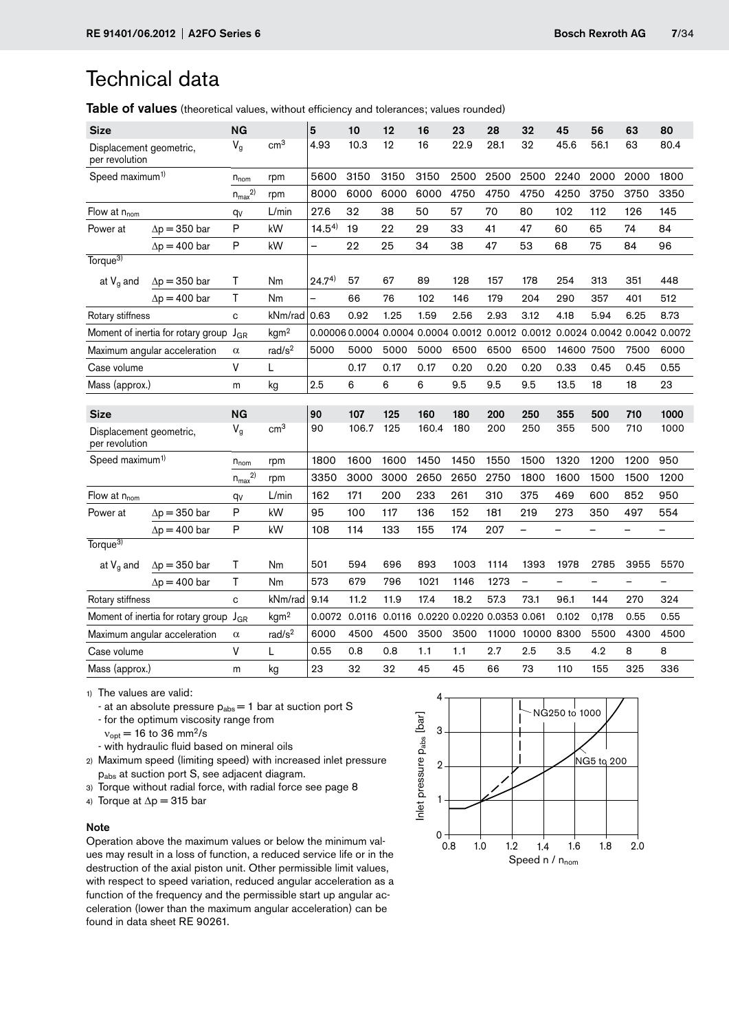# Technical data

**Table of values** (theoretical values, without efficiency and tolerances; values rounded)

| Size | | NG | | 5 | 10 | 12 | 16 | 23 | 28 | 32 | 45 | 56 | 63 | 80 |
|---|---|---|---|---|---|---|---|---|---|---|---|---|---|---|
| Displacement geometric, per revolution | | $V_g$ | cm³ | 4.93 | 10.3 | 12 | 16 | 22.9 | 28.1 | 32 | 45.6 | 56.1 | 63 | 80.4 |
| Speed maximum[1] | | $n_{nom}$ | rpm | 5600 | 3150 | 3150 | 3150 | 2500 | 2500 | 2500 | 2240 | 2000 | 2000 | 1800 |
| | | $n_{max}$[2] | rpm | 8000 | 6000 | 6000 | 6000 | 4750 | 4750 | 4750 | 4250 | 3750 | 3750 | 3350 |
| Flow at $n_{nom}$ | | $q_V$ | L/min | 27.6 | 32 | 38 | 50 | 57 | 70 | 80 | 102 | 112 | 126 | 145 |
| Power at | $\Delta p = 350$ bar | P | kW | 14.5[4] | 19 | 22 | 29 | 33 | 41 | 47 | 60 | 65 | 74 | 84 |
| | $\Delta p = 400$ bar | P | kW | – | 22 | 25 | 34 | 38 | 47 | 53 | 68 | 75 | 84 | 96 |
| Torque[3] at $V_g$ and | $\Delta p = 350$ bar | T | Nm | 24.7[4] | 57 | 67 | 89 | 128 | 157 | 178 | 254 | 313 | 351 | 448 |
| | $\Delta p = 400$ bar | T | Nm | – | 66 | 76 | 102 | 146 | 179 | 204 | 290 | 357 | 401 | 512 |
| Rotary stiffness | | c | kNm/rad | 0.63 | 0.92 | 1.25 | 1.59 | 2.56 | 2.93 | 3.12 | 4.18 | 5.94 | 6.25 | 8.73 |
| Moment of inertia for rotary group | | $J_{GR}$ | kgm² | 0.00006 | 0.0004 | 0.0004 | 0.0004 | 0.0012 | 0.0012 | 0.0012 | 0.0024 | 0.0042 | 0.0042 | 0.0072 |
| Maximum angular acceleration | | $\alpha$ | rad/s² | 5000 | 5000 | 5000 | 5000 | 6500 | 6500 | 6500 | 14600 | 7500 | 7500 | 6000 |
| Case volume | | V | L | | 0.17 | 0.17 | 0.17 | 0.20 | 0.20 | 0.20 | 0.33 | 0.45 | 0.45 | 0.55 |
| Mass (approx.) | | m | kg | 2.5 | 6 | 6 | 6 | 9.5 | 9.5 | 9.5 | 13.5 | 18 | 18 | 23 |

| Size | | NG | | 90 | 107 | 125 | 160 | 180 | 200 | 250 | 355 | 500 | 710 | 1000 |
|---|---|---|---|---|---|---|---|---|---|---|---|---|---|---|
| Displacement geometric, per revolution | | $V_g$ | cm³ | 90 | 106.7 | 125 | 160.4 | 180 | 200 | 250 | 355 | 500 | 710 | 1000 |
| Speed maximum[1] | | $n_{nom}$ | rpm | 1800 | 1600 | 1600 | 1450 | 1450 | 1550 | 1500 | 1320 | 1200 | 1200 | 950 |
| | | $n_{max}$[2] | rpm | 3350 | 3000 | 3000 | 2650 | 2650 | 2750 | 1800 | 1600 | 1500 | 1500 | 1200 |
| Flow at $n_{nom}$ | | $q_V$ | L/min | 162 | 171 | 200 | 233 | 261 | 310 | 375 | 469 | 600 | 852 | 950 |
| Power at | $\Delta p = 350$ bar | P | kW | 95 | 100 | 117 | 136 | 152 | 181 | 219 | 273 | 350 | 497 | 554 |
| | $\Delta p = 400$ bar | P | kW | 108 | 114 | 133 | 155 | 174 | 207 | – | – | – | – | – |
| Torque[3] at $V_g$ and | $\Delta p = 350$ bar | T | Nm | 501 | 594 | 696 | 893 | 1003 | 1114 | 1393 | 1978 | 2785 | 3955 | 5570 |
| | $\Delta p = 400$ bar | T | Nm | 573 | 679 | 796 | 1021 | 1146 | 1273 | – | – | – | – | – |
| Rotary stiffness | | c | kNm/rad | 9.14 | 11.2 | 11.9 | 17.4 | 18.2 | 57.3 | 73.1 | 96.1 | 144 | 270 | 324 |
| Moment of inertia for rotary group | | $J_{GR}$ | kgm² | 0.0072 | 0.0116 | 0.0116 | 0.0220 | 0.0220 | 0.0353 | 0.061 | 0.102 | 0,178 | 0.55 | 0.55 |
| Maximum angular acceleration | | $\alpha$ | rad/s² | 6000 | 4500 | 4500 | 3500 | 3500 | 11000 | 10000 | 8300 | 5500 | 4300 | 4500 |
| Case volume | | V | L | 0.55 | 0.8 | 0.8 | 1.1 | 1.1 | 2.7 | 2.5 | 3.5 | 4.2 | 8 | 8 |
| Mass (approx.) | | m | kg | 23 | 32 | 32 | 45 | 45 | 66 | 73 | 110 | 155 | 325 | 336 |

1) The values are valid:
 - at an absolute pressure $p_{abs} = 1$ bar at suction port S
 - for the optimum viscosity range from $\nu_{opt} = 16$ to $36$ mm²/s
 - with hydraulic fluid based on mineral oils

2) Maximum speed (limiting speed) with increased inlet pressure $p_{abs}$ at suction port S, see adjacent diagram.

3) Torque without radial force, with radial force see page 8

4) Torque at $\Delta p = 315$ bar

Inlet pressure $p_{abs}$ [bar] vs. Speed $n / n_{nom}$ — curves: NG250 to 1000; NG5 to 200

**Note**

Operation above the maximum values or below the minimum values may result in a loss of function, a reduced service life or in the destruction of the axial piston unit. Other permissible limit values, with respect to speed variation, reduced angular acceleration as a function of the frequency and the permissible start up angular acceleration (lower than the maximum angular acceleration) can be found in data sheet RE 90261.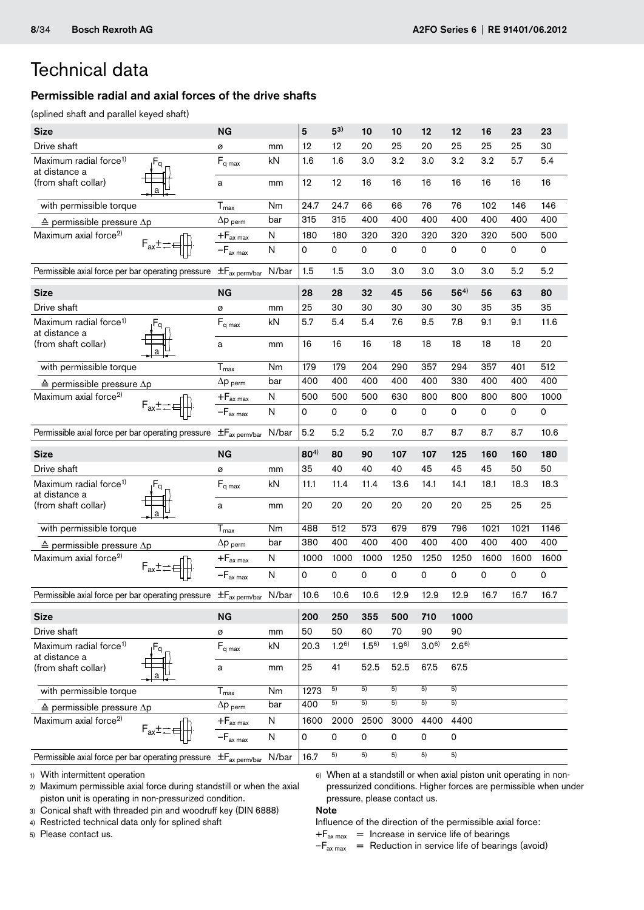# Technical data

## Permissible radial and axial forces of the drive shafts

(splined shaft and parallel keyed shaft)

| Size | NG | | 5 | 5[3] | 10 | 10 | 12 | 12 | 16 | 23 | 23 |
|---|---|---|---|---|---|---|---|---|---|---|---|
| Drive shaft | ø | mm | 12 | 12 | 20 | 25 | 20 | 25 | 25 | 25 | 30 |
| Maximum radial force[1] at distance a | $F_{q\,max}$ | kN | 1.6 | 1.6 | 3.0 | 3.2 | 3.0 | 3.2 | 3.2 | 5.7 | 5.4 |
| (from shaft collar) | a | mm | 12 | 12 | 16 | 16 | 16 | 16 | 16 | 16 | 16 |
| with permissible torque | $T_{max}$ | Nm | 24.7 | 24.7 | 66 | 66 | 76 | 76 | 102 | 146 | 146 |
| ≙ permissible pressure Δp | $\Delta p_{perm}$ | bar | 315 | 315 | 400 | 400 | 400 | 400 | 400 | 400 | 400 |
| Maximum axial force[2] | $+F_{ax\,max}$ | N | 180 | 180 | 320 | 320 | 320 | 320 | 320 | 500 | 500 |
| | $-F_{ax\,max}$ | N | 0 | 0 | 0 | 0 | 0 | 0 | 0 | 0 | 0 |
| Permissible axial force per bar operating pressure | $\pm F_{ax\,perm/bar}$ | N/bar | 1.5 | 1.5 | 3.0 | 3.0 | 3.0 | 3.0 | 3.0 | 5.2 | 5.2 |

| Size | NG | | 28 | 28 | 32 | 45 | 56 | 56[4] | 56 | 63 | 80 |
|---|---|---|---|---|---|---|---|---|---|---|---|
| Drive shaft | ø | mm | 25 | 30 | 30 | 30 | 30 | 30 | 35 | 35 | 35 |
| Maximum radial force[1] at distance a | $F_{q\,max}$ | kN | 5.7 | 5.4 | 5.4 | 7.6 | 9.5 | 7.8 | 9.1 | 9.1 | 11.6 |
| (from shaft collar) | a | mm | 16 | 16 | 16 | 18 | 18 | 18 | 18 | 18 | 20 |
| with permissible torque | $T_{max}$ | Nm | 179 | 179 | 204 | 290 | 357 | 294 | 357 | 401 | 512 |
| ≙ permissible pressure Δp | $\Delta p_{perm}$ | bar | 400 | 400 | 400 | 400 | 400 | 330 | 400 | 400 | 400 |
| Maximum axial force[2] | $+F_{ax\,max}$ | N | 500 | 500 | 500 | 630 | 800 | 800 | 800 | 800 | 1000 |
| | $-F_{ax\,max}$ | N | 0 | 0 | 0 | 0 | 0 | 0 | 0 | 0 | 0 |
| Permissible axial force per bar operating pressure | $\pm F_{ax\,perm/bar}$ | N/bar | 5.2 | 5.2 | 5.2 | 7.0 | 8.7 | 8.7 | 8.7 | 8.7 | 10.6 |

| Size | NG | | 80[4] | 80 | 90 | 107 | 107 | 125 | 160 | 160 | 180 |
|---|---|---|---|---|---|---|---|---|---|---|---|
| Drive shaft | ø | mm | 35 | 40 | 40 | 40 | 45 | 45 | 45 | 50 | 50 |
| Maximum radial force[1] at distance a | $F_{q\,max}$ | kN | 11.1 | 11.4 | 11.4 | 13.6 | 14.1 | 14.1 | 18.1 | 18.3 | 18.3 |
| (from shaft collar) | a | mm | 20 | 20 | 20 | 20 | 20 | 20 | 25 | 25 | 25 |
| with permissible torque | $T_{max}$ | Nm | 488 | 512 | 573 | 679 | 679 | 796 | 1021 | 1021 | 1146 |
| ≙ permissible pressure Δp | $\Delta p_{perm}$ | bar | 380 | 400 | 400 | 400 | 400 | 400 | 400 | 400 | 400 |
| Maximum axial force[2] | $+F_{ax\,max}$ | N | 1000 | 1000 | 1000 | 1250 | 1250 | 1250 | 1600 | 1600 | 1600 |
| | $-F_{ax\,max}$ | N | 0 | 0 | 0 | 0 | 0 | 0 | 0 | 0 | 0 |
| Permissible axial force per bar operating pressure | $\pm F_{ax\,perm/bar}$ | N/bar | 10.6 | 10.6 | 10.6 | 12.9 | 12.9 | 12.9 | 16.7 | 16.7 | 16.7 |

| Size | NG | | 200 | 250 | 355 | 500 | 710 | 1000 |
|---|---|---|---|---|---|---|---|---|
| Drive shaft | ø | mm | 50 | 50 | 60 | 70 | 90 | 90 |
| Maximum radial force[1] at distance a | $F_{q\,max}$ | kN | 20.3 | 1.2[6] | 1.5[6] | 1.9[6] | 3.0[6] | 2.6[6] |
| (from shaft collar) | a | mm | 25 | 41 | 52.5 | 52.5 | 67.5 | 67.5 |
| with permissible torque | $T_{max}$ | Nm | 1273 | [5] | [5] | [5] | [5] | [5] |
| ≙ permissible pressure Δp | $\Delta p_{perm}$ | bar | 400 | [5] | [5] | [5] | [5] | [5] |
| Maximum axial force[2] | $+F_{ax\,max}$ | N | 1600 | 2000 | 2500 | 3000 | 4400 | 4400 |
| | $-F_{ax\,max}$ | N | 0 | 0 | 0 | 0 | 0 | 0 |
| Permissible axial force per bar operating pressure | $\pm F_{ax\,perm/bar}$ | N/bar | 16.7 | [5] | [5] | [5] | [5] | [5] |

1) With intermittent operation
2) Maximum permissible axial force during standstill or when the axial piston unit is operating in non-pressurized condition.
3) Conical shaft with threaded pin and woodruff key (DIN 6888)
4) Restricted technical data only for splined shaft
5) Please contact us.
6) When at a standstill or when axial piston unit operating in non-pressurized conditions. Higher forces are permissible when under pressure, please contact us.

**Note**

Influence of the direction of the permissible axial force:

$+F_{ax\,max}$ = Increase in service life of bearings

$-F_{ax\,max}$ = Reduction in service life of bearings (avoid)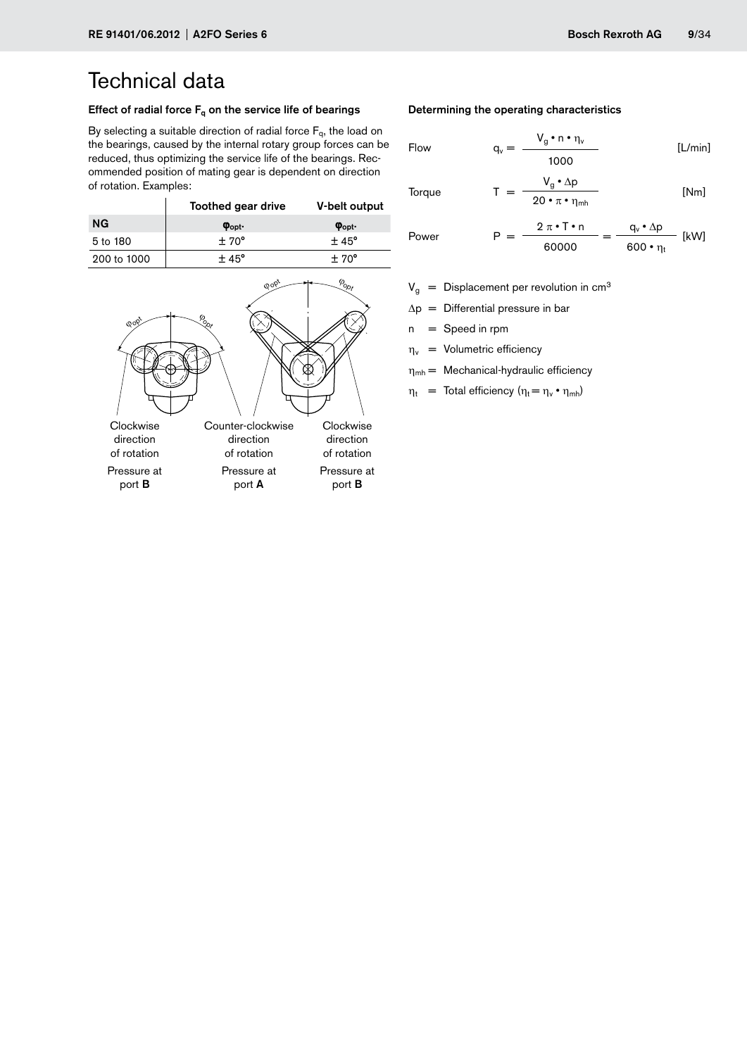# Technical data

### Effect of radial force $F_q$ on the service life of bearings

By selecting a suitable direction of radial force $F_q$, the load on the bearings, caused by the internal rotary group forces can be reduced, thus optimizing the service life of the bearings. Recommended position of mating gear is dependent on direction of rotation. Examples:

| | Toothed gear drive | V-belt output |
|---|---|---|
| **NG** | $\varphi_{opt.}$ | $\varphi_{opt.}$ |
| 5 to 180 | ± 70° | ± 45° |
| 200 to 1000 | ± 45° | ± 70° |

Clockwise direction of rotation
Pressure at port **B**

Counter-clockwise direction of rotation
Pressure at port **A**

Clockwise direction of rotation
Pressure at port **B**

### Determining the operating characteristics

Flow
$$q_v = \frac{V_g \cdot n \cdot \eta_v}{1000} \quad \text{[L/min]}$$

Torque
$$T = \frac{V_g \cdot \Delta p}{20 \cdot \pi \cdot \eta_{mh}} \quad \text{[Nm]}$$

Power
$$P = \frac{2\,\pi \cdot T \cdot n}{60000} = \frac{q_v \cdot \Delta p}{600 \cdot \eta_t} \quad \text{[kW]}$$

$V_g$ = Displacement per revolution in $cm^3$

$\Delta p$ = Differential pressure in bar

$n$ = Speed in rpm

$\eta_v$ = Volumetric efficiency

$\eta_{mh}$ = Mechanical-hydraulic efficiency

$\eta_t$ = Total efficiency ($\eta_t = \eta_v \cdot \eta_{mh}$)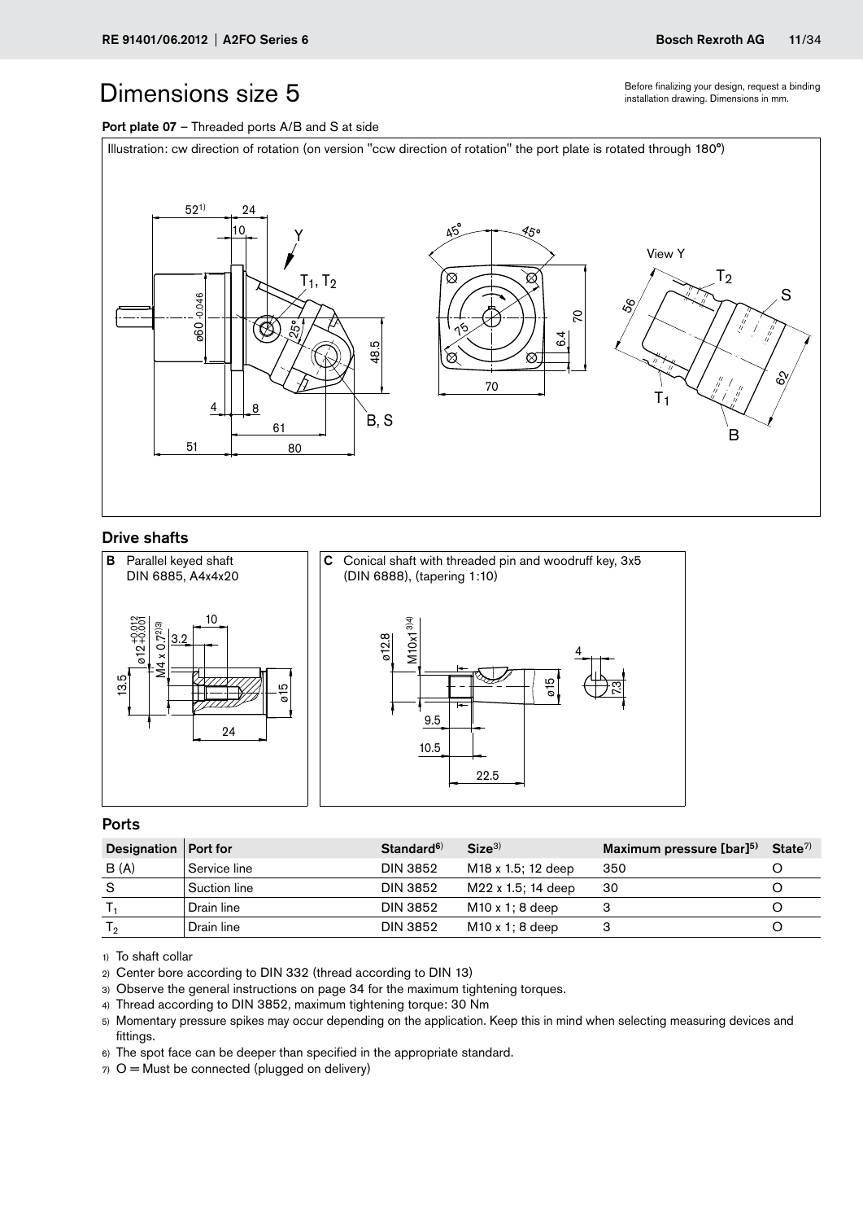# Dimensions size 5

Before finalizing your design, request a binding installation drawing. Dimensions in mm.

**Port plate 07** – Threaded ports A/B and S at side

Illustration: cw direction of rotation (on version "ccw direction of rotation" the port plate is rotated through 180°)

## Drive shafts

**B** Parallel keyed shaft DIN 6885, A4x4x20

**C** Conical shaft with threaded pin and woodruff key, 3x5 (DIN 6888), (tapering 1:10)

## Ports

| Designation | Port for | Standard[6] | Size[3] | Maximum pressure [bar][5] | State[7] |
|---|---|---|---|---|---|
| B (A) | Service line | DIN 3852 | M18 x 1.5; 12 deep | 350 | O |
| S | Suction line | DIN 3852 | M22 x 1.5; 14 deep | 30 | O |
| $T_1$ | Drain line | DIN 3852 | M10 x 1; 8 deep | 3 | O |
| $T_2$ | Drain line | DIN 3852 | M10 x 1; 8 deep | 3 | O |

1) To shaft collar
2) Center bore according to DIN 332 (thread according to DIN 13)
3) Observe the general instructions on page 34 for the maximum tightening torques.
4) Thread according to DIN 3852, maximum tightening torque: 30 Nm
5) Momentary pressure spikes may occur depending on the application. Keep this in mind when selecting measuring devices and fittings.
6) The spot face can be deeper than specified in the appropriate standard.
7) O = Must be connected (plugged on delivery)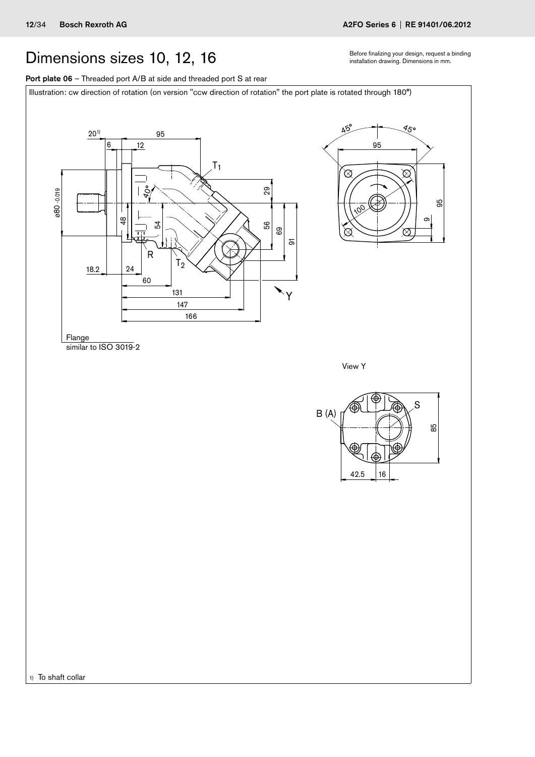# Dimensions sizes 10, 12, 16

Before finalizing your design, request a binding installation drawing. Dimensions in mm.

**Port plate 06** – Threaded port A/B at side and threaded port S at rear

Illustration: cw direction of rotation (on version "ccw direction of rotation" the port plate is rotated through 180°)

Flange similar to ISO 3019-2

View Y

1) To shaft collar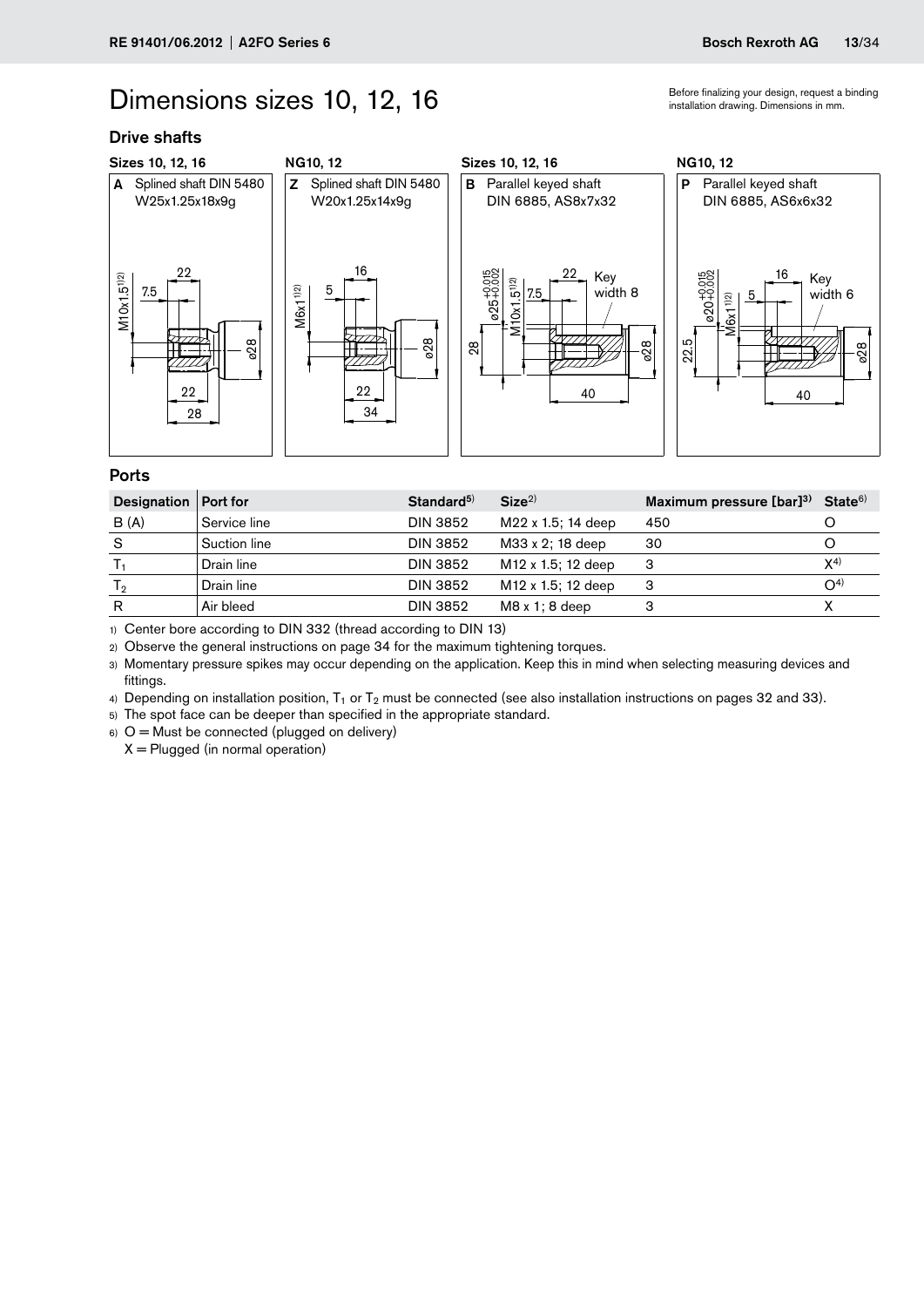# Dimensions sizes 10, 12, 16

Before finalizing your design, request a binding installation drawing. Dimensions in mm.

## Drive shafts

**Sizes 10, 12, 16**

**A** Splined shaft DIN 5480 W25x1.25x18x9g

**NG10, 12**

**Z** Splined shaft DIN 5480 W20x1.25x14x9g

**Sizes 10, 12, 16**

**B** Parallel keyed shaft DIN 6885, AS8x7x32

**NG10, 12**

**P** Parallel keyed shaft DIN 6885, AS6x6x32

## Ports

| Designation | Port for | Standard[5] | Size[2] | Maximum pressure [bar][3] | State[6] |
|---|---|---|---|---|---|
| B (A) | Service line | DIN 3852 | M22 x 1.5; 14 deep | 450 | O |
| S | Suction line | DIN 3852 | M33 x 2; 18 deep | 30 | O |
| $T_1$ | Drain line | DIN 3852 | M12 x 1.5; 12 deep | 3 | X[4] |
| $T_2$ | Drain line | DIN 3852 | M12 x 1.5; 12 deep | 3 | O[4] |
| R | Air bleed | DIN 3852 | M8 x 1; 8 deep | 3 | X |

1) Center bore according to DIN 332 (thread according to DIN 13)

2) Observe the general instructions on page 34 for the maximum tightening torques.

3) Momentary pressure spikes may occur depending on the application. Keep this in mind when selecting measuring devices and fittings.

4) Depending on installation position, $T_1$ or $T_2$ must be connected (see also installation instructions on pages 32 and 33).

5) The spot face can be deeper than specified in the appropriate standard.

6) O = Must be connected (plugged on delivery)
X = Plugged (in normal operation)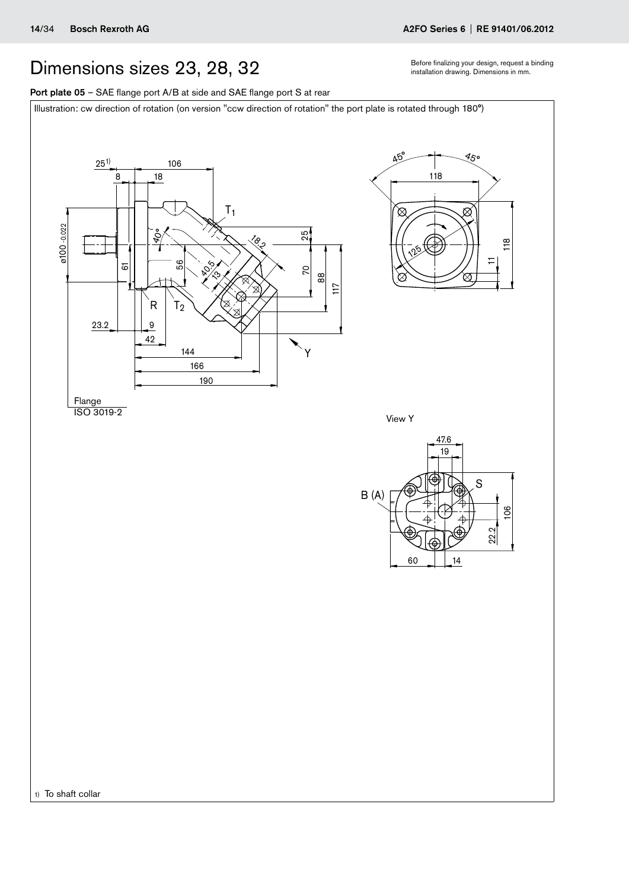# Dimensions sizes 23, 28, 32

Before finalizing your design, request a binding installation drawing. Dimensions in mm.

**Port plate 05** – SAE flange port A/B at side and SAE flange port S at rear

Illustration: cw direction of rotation (on version "ccw direction of rotation" the port plate is rotated through 180°)

Flange ISO 3019-2

View Y

1) To shaft collar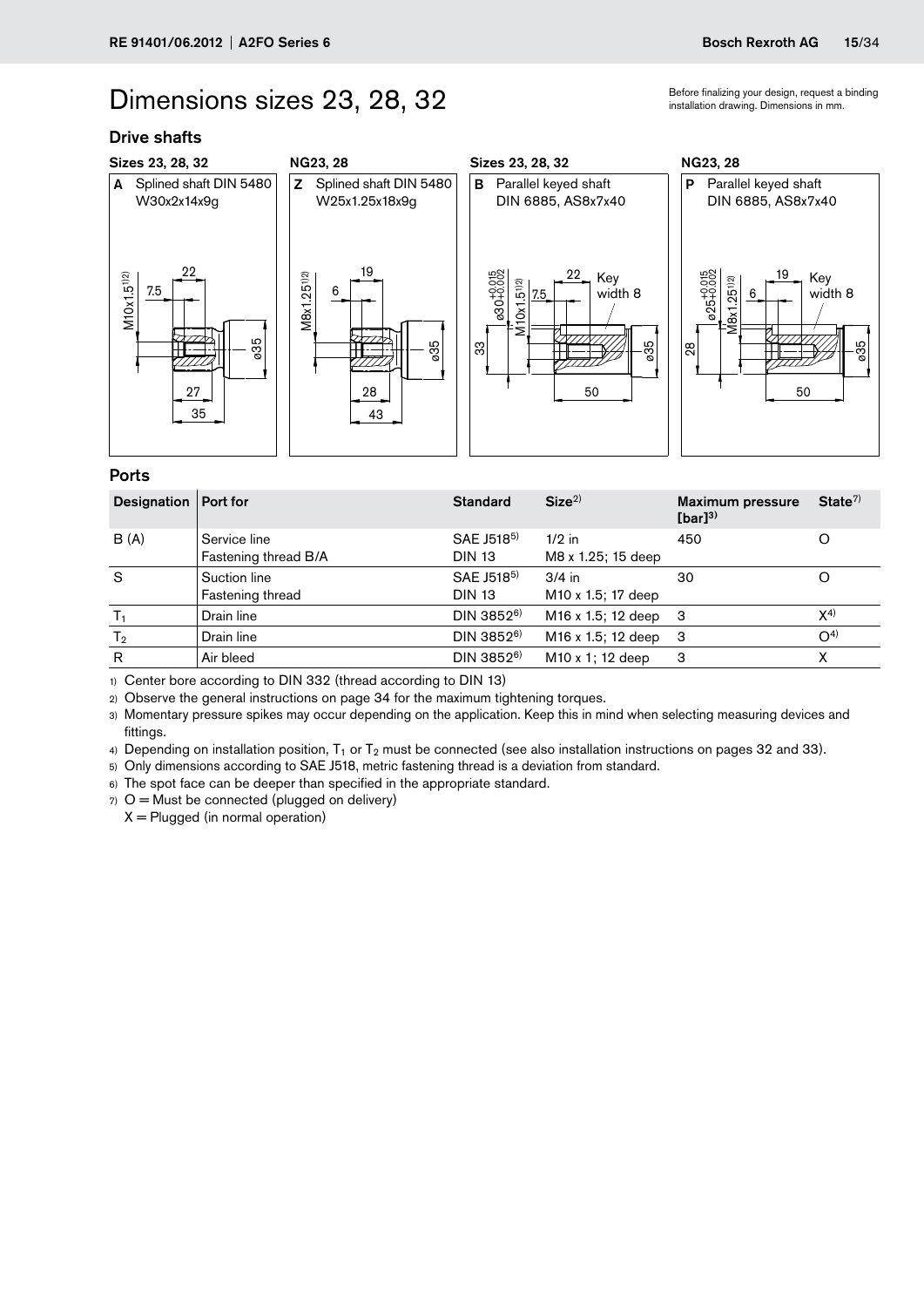# Dimensions sizes 23, 28, 32

Before finalizing your design, request a binding installation drawing. Dimensions in mm.

## Drive shafts

**Sizes 23, 28, 32**

**A** Splined shaft DIN 5480 W30x2x14x9g

M10x1.5[1)2)] 7.5 22 ø35 27 35

**NG23, 28**

**Z** Splined shaft DIN 5480 W25x1.25x18x9g

M8x1.25[1)2)] 6 19 ø35 28 43

**Sizes 23, 28, 32**

**B** Parallel keyed shaft DIN 6885, AS8x7x40

ø30+0.015/+0.002 M10x1.5[1)2)] 7.5 22 Key width 8 33 ø35 50

**NG23, 28**

**P** Parallel keyed shaft DIN 6885, AS8x7x40

ø25+0.015/+0.002 M8x1.25[1)2)] 6 19 Key width 8 28 ø35 50

## Ports

| Designation | Port for | Standard | Size[2)] | Maximum pressure [bar][3)] | State[7)] |
|---|---|---|---|---|---|
| B (A) | Service line<br>Fastening thread B/A | SAE J518[5)]<br>DIN 13 | 1/2 in<br>M8 x 1.25; 15 deep | 450 | O |
| S | Suction line<br>Fastening thread | SAE J518[5)]<br>DIN 13 | 3/4 in<br>M10 x 1.5; 17 deep | 30 | O |
| $T_1$ | Drain line | DIN 3852[6)] | M16 x 1.5; 12 deep | 3 | X[4)] |
| $T_2$ | Drain line | DIN 3852[6)] | M16 x 1.5; 12 deep | 3 | O[4)] |
| R | Air bleed | DIN 3852[6)] | M10 x 1; 12 deep | 3 | X |

1) Center bore according to DIN 332 (thread according to DIN 13)
2) Observe the general instructions on page 34 for the maximum tightening torques.
3) Momentary pressure spikes may occur depending on the application. Keep this in mind when selecting measuring devices and fittings.
4) Depending on installation position, $T_1$ or $T_2$ must be connected (see also installation instructions on pages 32 and 33).
5) Only dimensions according to SAE J518, metric fastening thread is a deviation from standard.
6) The spot face can be deeper than specified in the appropriate standard.
7) O = Must be connected (plugged on delivery)
   X = Plugged (in normal operation)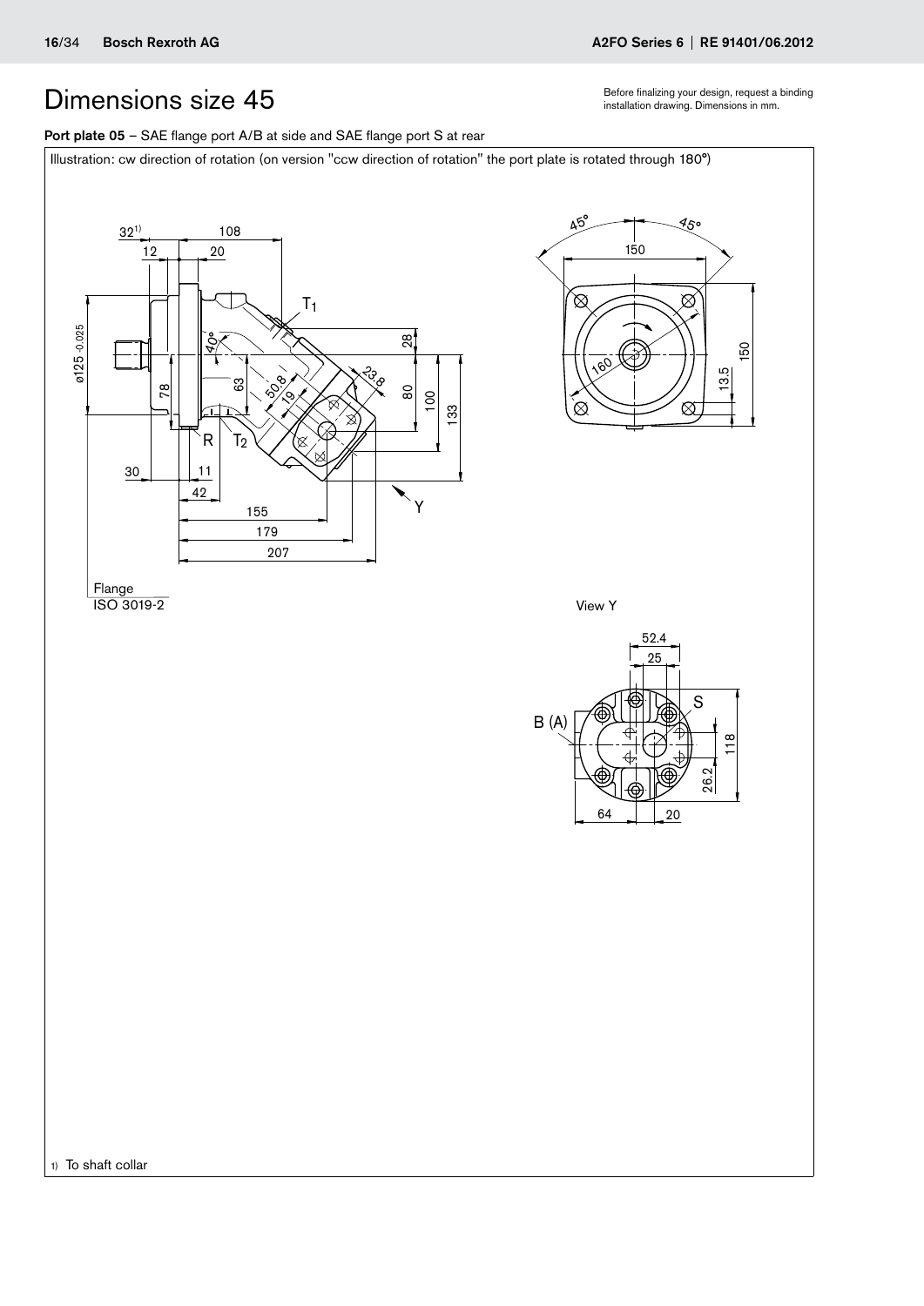# Dimensions size 45

Before finalizing your design, request a binding installation drawing. Dimensions in mm.

**Port plate 05** – SAE flange port A/B at side and SAE flange port S at rear

Illustration: cw direction of rotation (on version "ccw direction of rotation" the port plate is rotated through 180°)

32[1)] 108 12 20 ø125 -0.025 78 40° 63 50.8 19 23.8 T1 28 80 100 133 R T2 30 11 42 155 179 207 Y

Flange ISO 3019-2

45° 45° 150 160 150 13.5

View Y

52.4 25 S B (A) 118 26.2 64 20

1) To shaft collar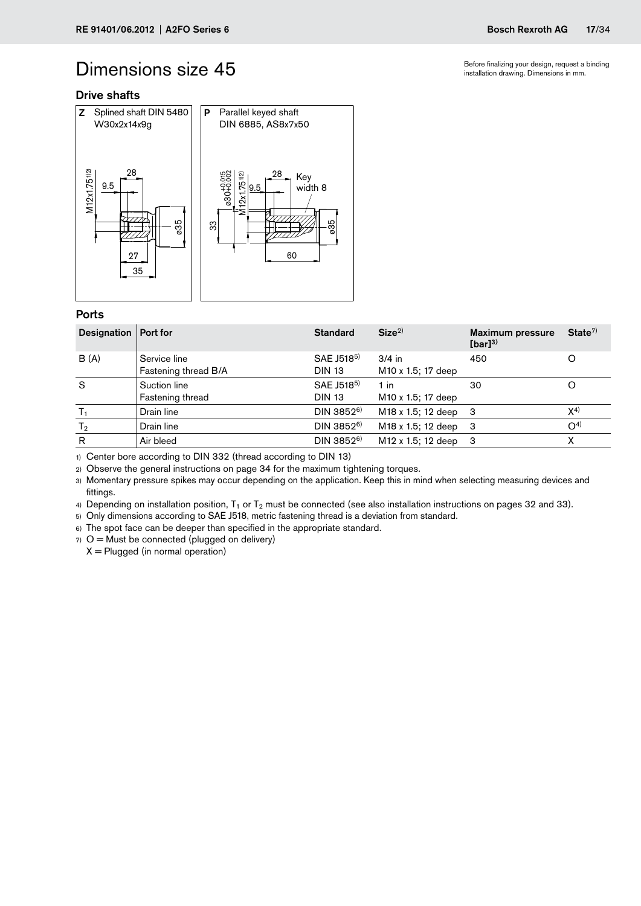Before finalizing your design, request a binding installation drawing. Dimensions in mm.

# Dimensions size 45

## Drive shafts

**Z** Splined shaft DIN 5480 W30x2x14x9g

M12x1.75 1)2)

9.5

28

27

35

ø35

**P** Parallel keyed shaft DIN 6885, AS8x7x50

ø30+0.015+0.002

M12x1.75 1)2)

9.5

28

Key width 8

33

60

ø35

## Ports

| Designation | Port for | Standard | Size[2] | Maximum pressure [bar][3] | State[7] |
|---|---|---|---|---|---|
| B (A) | Service line<br>Fastening thread B/A | SAE J518[5]<br>DIN 13 | 3/4 in<br>M10 x 1.5; 17 deep | 450 | O |
| S | Suction line<br>Fastening thread | SAE J518[5]<br>DIN 13 | 1 in<br>M10 x 1.5; 17 deep | 30 | O |
| $T_1$ | Drain line | DIN 3852[6] | M18 x 1.5; 12 deep | 3 | X[4] |
| $T_2$ | Drain line | DIN 3852[6] | M18 x 1.5; 12 deep | 3 | O[4] |
| R | Air bleed | DIN 3852[6] | M12 x 1.5; 12 deep | 3 | X |

1) Center bore according to DIN 332 (thread according to DIN 13)

2) Observe the general instructions on page 34 for the maximum tightening torques.

3) Momentary pressure spikes may occur depending on the application. Keep this in mind when selecting measuring devices and fittings.

4) Depending on installation position, $T_1$ or $T_2$ must be connected (see also installation instructions on pages 32 and 33).

5) Only dimensions according to SAE J518, metric fastening thread is a deviation from standard.

6) The spot face can be deeper than specified in the appropriate standard.

7) O = Must be connected (plugged on delivery)
X = Plugged (in normal operation)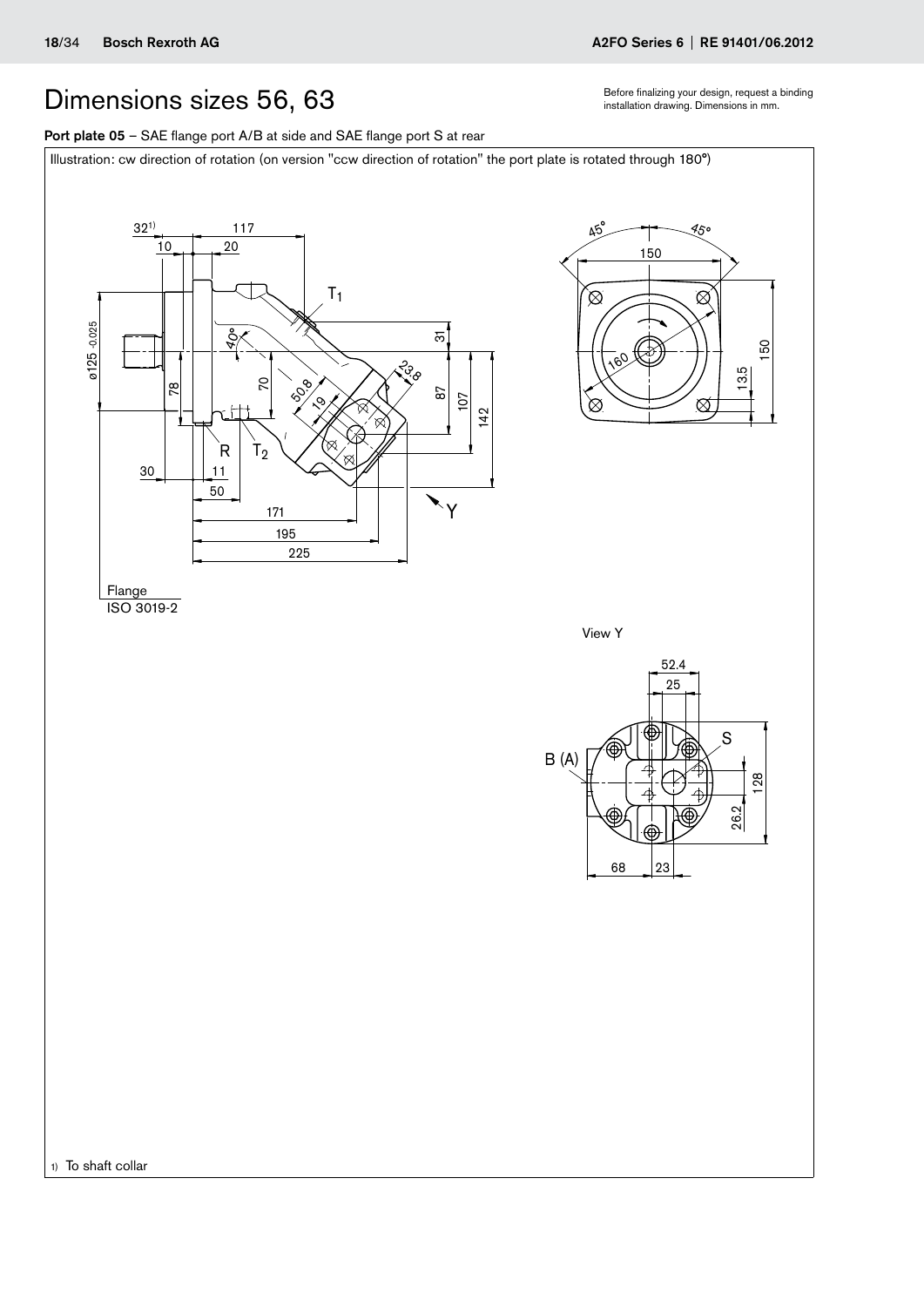# Dimensions sizes 56, 63

Before finalizing your design, request a binding installation drawing. Dimensions in mm.

**Port plate 05** – SAE flange port A/B at side and SAE flange port S at rear

Illustration: cw direction of rotation (on version "ccw direction of rotation" the port plate is rotated through 180°)

32[1) ] 117 10 20 T1 ø125 -0.025 40° 31 23.8 78 70 50.8 19 87 107 142 R T2 30 11 50 Y 171 195 225

Flange ISO 3019-2

45° 45° 150 160 150 13.5

View Y

52.4 25 S B (A) 128 26.2 68 23

1) To shaft collar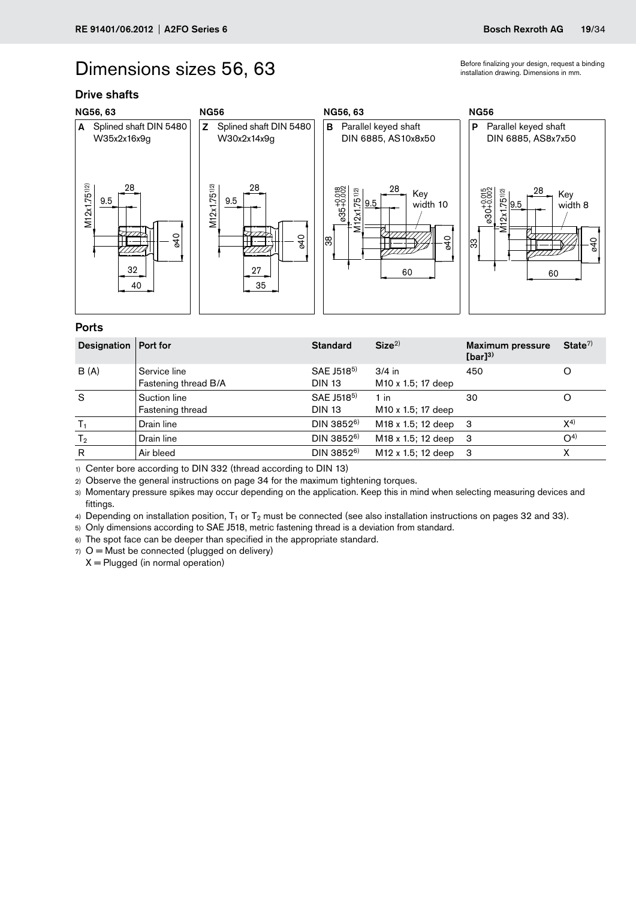// Dimensions sizes 56, 63

Before finalizing your design, request a binding installation drawing. Dimensions in mm.

## Drive shafts

**NG56, 63**

**A** Splined shaft DIN 5480 W35x2x16x9g

**NG56**

**Z** Splined shaft DIN 5480 W30x2x14x9g

**NG56, 63**

**B** Parallel keyed shaft DIN 6885, AS10x8x50

**NG56**

**P** Parallel keyed shaft DIN 6885, AS8x7x50

## Ports

| Designation | Port for | Standard | Size[2] | Maximum pressure [bar][3] | State[7] |
|---|---|---|---|---|---|
| B (A) | Service line<br>Fastening thread B/A | SAE J518[5]<br>DIN 13 | 3/4 in<br>M10 x 1.5; 17 deep | 450 | O |
| S | Suction line<br>Fastening thread | SAE J518[5]<br>DIN 13 | 1 in<br>M10 x 1.5; 17 deep | 30 | O |
| $T_1$ | Drain line | DIN 3852[6] | M18 x 1.5; 12 deep | 3 | X[4] |
| $T_2$ | Drain line | DIN 3852[6] | M18 x 1.5; 12 deep | 3 | O[4] |
| R | Air bleed | DIN 3852[6] | M12 x 1.5; 12 deep | 3 | X |

1) Center bore according to DIN 332 (thread according to DIN 13)

2) Observe the general instructions on page 34 for the maximum tightening torques.

3) Momentary pressure spikes may occur depending on the application. Keep this in mind when selecting measuring devices and fittings.

4) Depending on installation position, $T_1$ or $T_2$ must be connected (see also installation instructions on pages 32 and 33).

5) Only dimensions according to SAE J518, metric fastening thread is a deviation from standard.

6) The spot face can be deeper than specified in the appropriate standard.

7) O = Must be connected (plugged on delivery)
X = Plugged (in normal operation)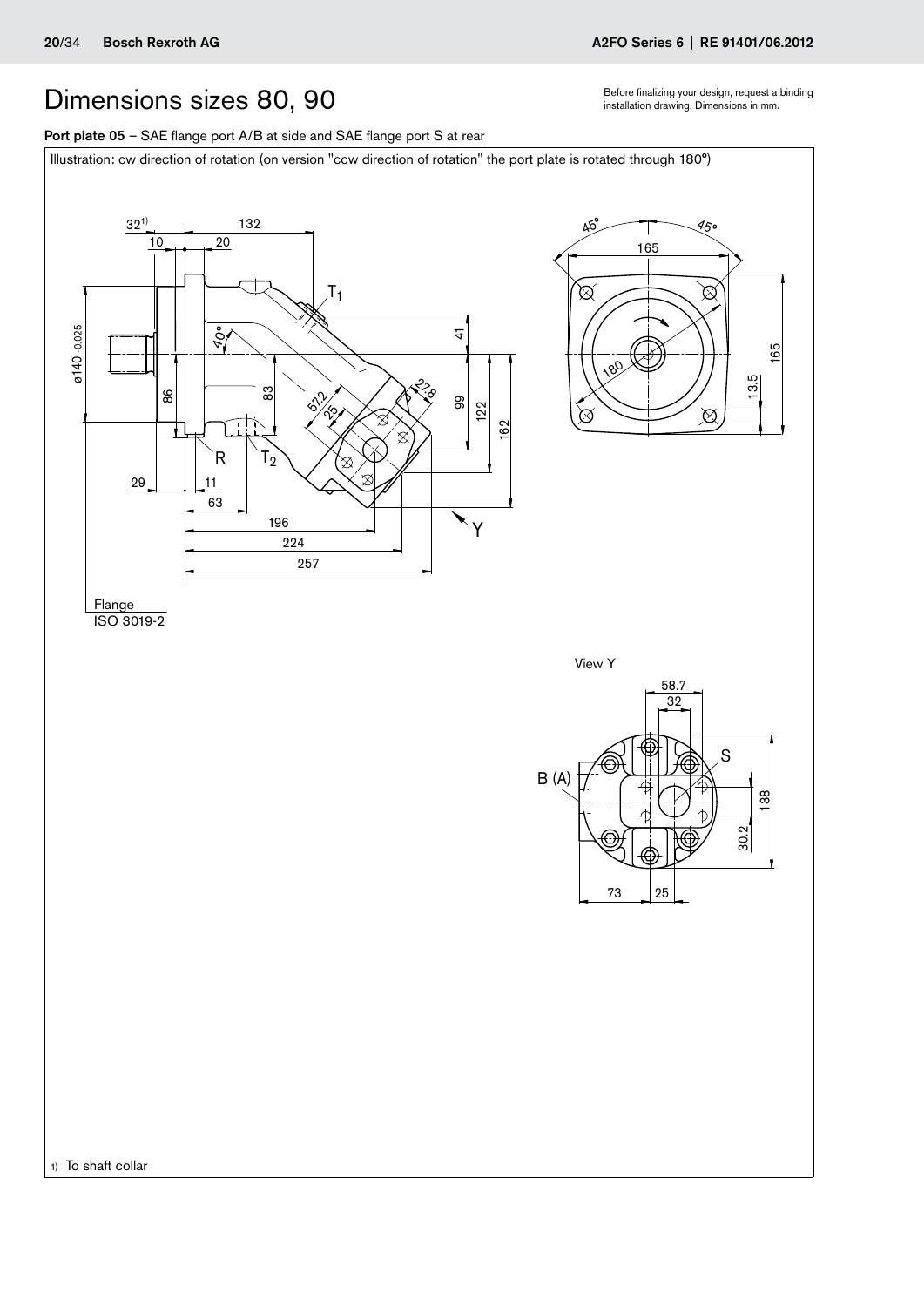# Dimensions sizes 80, 90

Before finalizing your design, request a binding installation drawing. Dimensions in mm.

**Port plate 05** – SAE flange port A/B at side and SAE flange port S at rear

Illustration: cw direction of rotation (on version "ccw direction of rotation" the port plate is rotated through 180°)

1) To shaft collar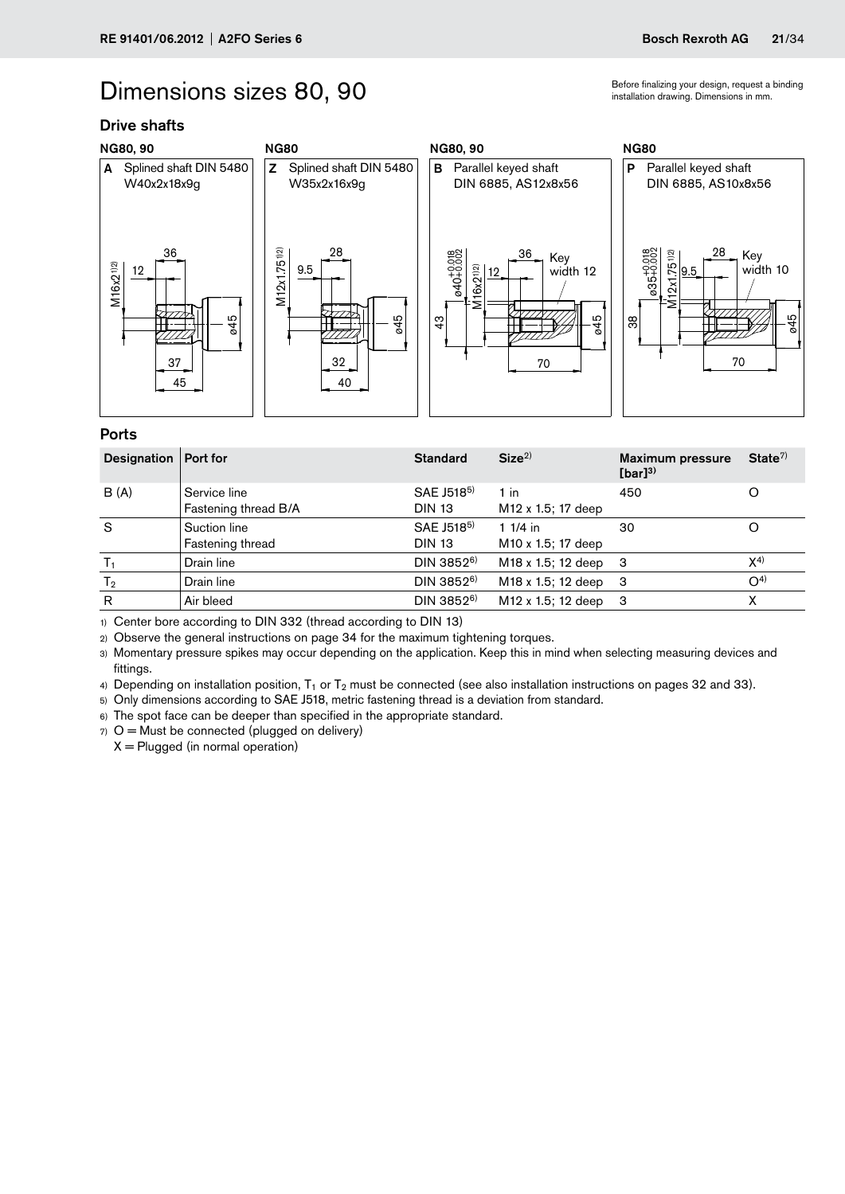# Dimensions sizes 80, 90

Before finalizing your design, request a binding installation drawing. Dimensions in mm.

## Drive shafts

**NG80, 90**

**A** Splined shaft DIN 5480 W40x2x18x9g

**NG80**

**Z** Splined shaft DIN 5480 W35x2x16x9g

**NG80, 90**

**B** Parallel keyed shaft DIN 6885, AS12x8x56

**NG80**

**P** Parallel keyed shaft DIN 6885, AS10x8x56

## Ports

| Designation | Port for | Standard | Size[2] | Maximum pressure [bar][3] | State[7] |
|---|---|---|---|---|---|
| B (A) | Service line<br>Fastening thread B/A | SAE J518[5]<br>DIN 13 | 1 in<br>M12 x 1.5; 17 deep | 450 | O |
| S | Suction line<br>Fastening thread | SAE J518[5]<br>DIN 13 | 1 1/4 in<br>M10 x 1.5; 17 deep | 30 | O |
| $T_1$ | Drain line | DIN 3852[6] | M18 x 1.5; 12 deep | 3 | X[4] |
| $T_2$ | Drain line | DIN 3852[6] | M18 x 1.5; 12 deep | 3 | O[4] |
| R | Air bleed | DIN 3852[6] | M12 x 1.5; 12 deep | 3 | X |

1) Center bore according to DIN 332 (thread according to DIN 13)

2) Observe the general instructions on page 34 for the maximum tightening torques.

3) Momentary pressure spikes may occur depending on the application. Keep this in mind when selecting measuring devices and fittings.

4) Depending on installation position, $T_1$ or $T_2$ must be connected (see also installation instructions on pages 32 and 33).

5) Only dimensions according to SAE J518, metric fastening thread is a deviation from standard.

6) The spot face can be deeper than specified in the appropriate standard.

7) O = Must be connected (plugged on delivery)
X = Plugged (in normal operation)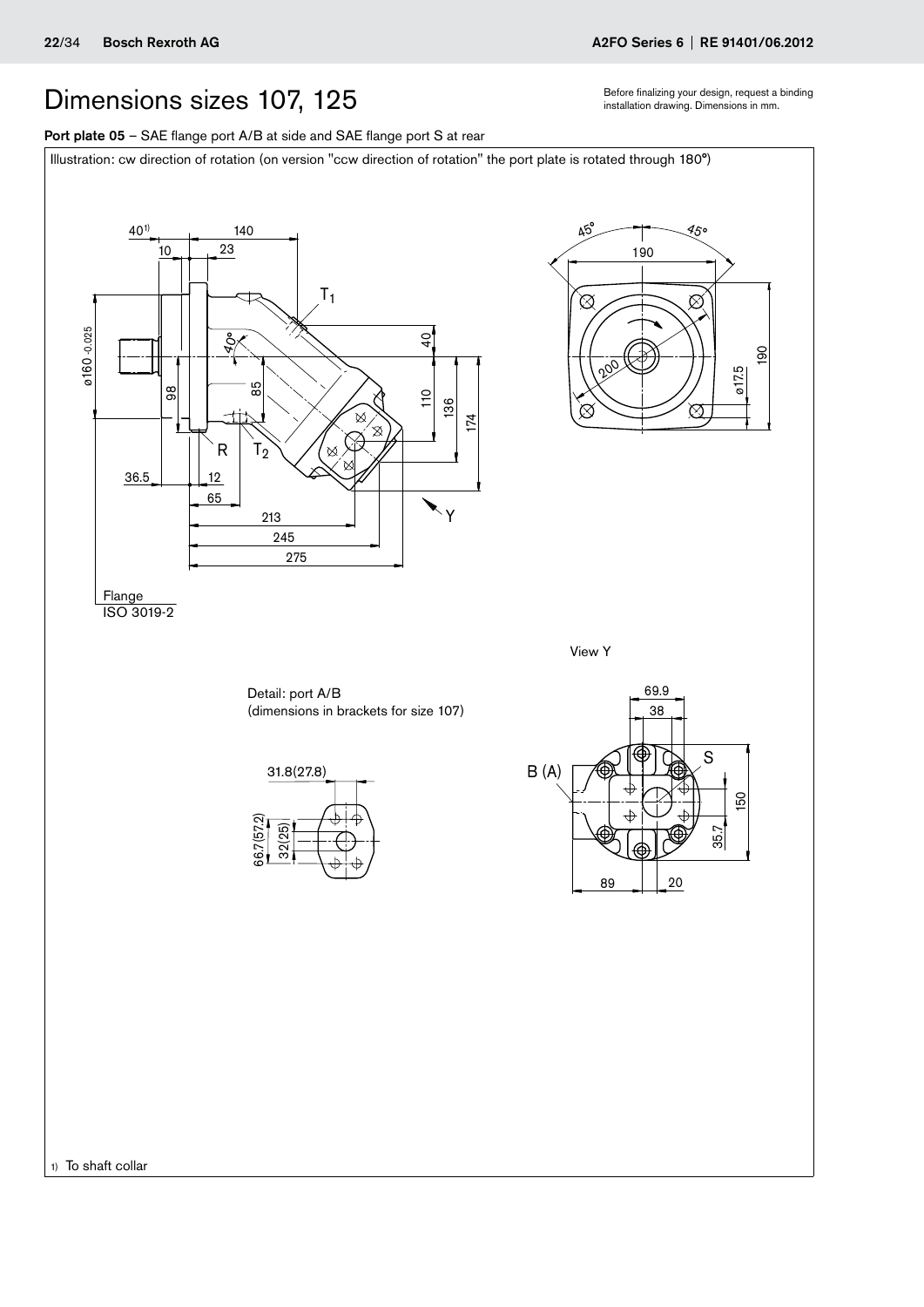# Dimensions sizes 107, 125

Before finalizing your design, request a binding installation drawing. Dimensions in mm.

**Port plate 05** – SAE flange port A/B at side and SAE flange port S at rear

Illustration: cw direction of rotation (on version "ccw direction of rotation" the port plate is rotated through 180°)

Flange ISO 3019-2

Detail: port A/B
(dimensions in brackets for size 107)

View Y

1) To shaft collar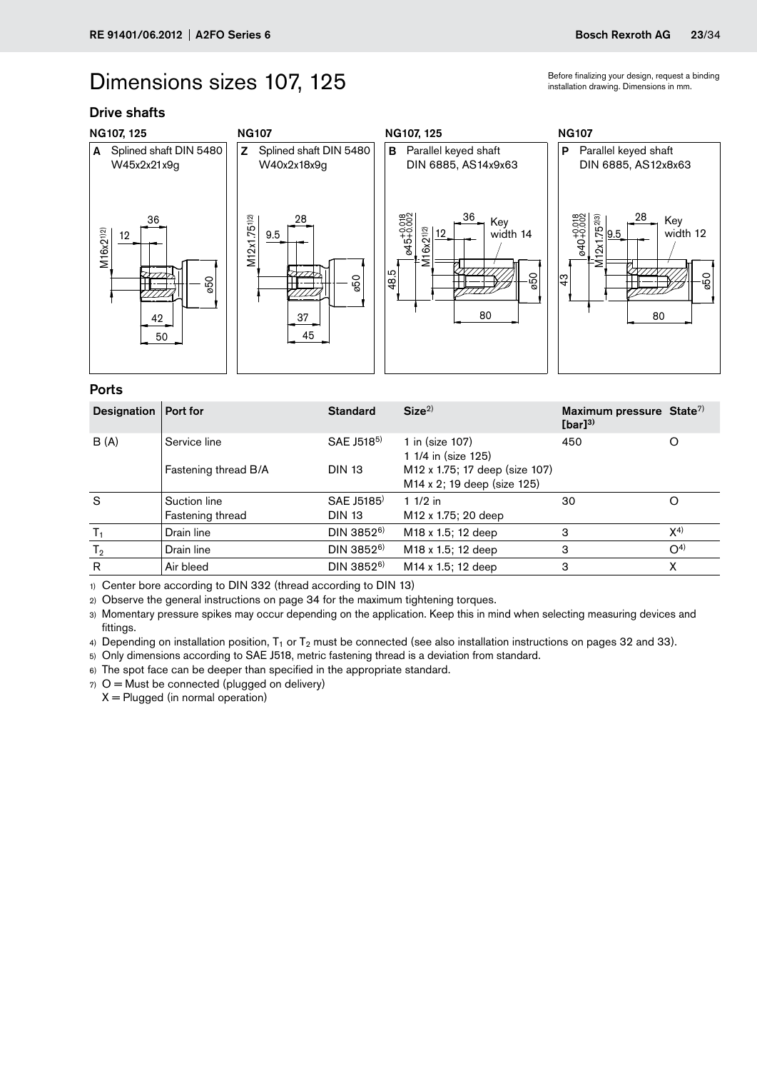# Dimensions sizes 107, 125

Before finalizing your design, request a binding installation drawing. Dimensions in mm.

## Drive shafts

**NG107, 125**

**A** Splined shaft DIN 5480 W45x2x21x9g

M16x2[1)2)] 12 36 42 50 ø50

**NG107**

**Z** Splined shaft DIN 5480 W40x2x18x9g

M12x1.75[1)2)] 9.5 28 37 45 ø50

**NG107, 125**

**B** Parallel keyed shaft DIN 6885, AS14x9x63

ø45+0.018/+0.002 M16x2[1)2)] 12 36 Key width 14 48.5 80 ø50

**NG107**

**P** Parallel keyed shaft DIN 6885, AS12x8x63

ø40+0.018/+0.002 M12x1.75[2)3)] 9.5 28 Key width 12 43 80 ø50

## Ports

| Designation | Port for | Standard | Size[2)] | Maximum pressure [bar][3)] | State[7)] |
|---|---|---|---|---|---|
| B (A) | Service line | SAE J518[5)] | 1 in (size 107)<br>1 1/4 in (size 125) | 450 | O |
| | Fastening thread B/A | DIN 13 | M12 x 1.75; 17 deep (size 107)<br>M14 x 2; 19 deep (size 125) | | |
| S | Suction line<br>Fastening thread | SAE J518[5)]<br>DIN 13 | 1 1/2 in<br>M12 x 1.75; 20 deep | 30 | O |
| $T_1$ | Drain line | DIN 3852[6)] | M18 x 1.5; 12 deep | 3 | X[4)] |
| $T_2$ | Drain line | DIN 3852[6)] | M18 x 1.5; 12 deep | 3 | O[4)] |
| R | Air bleed | DIN 3852[6)] | M14 x 1.5; 12 deep | 3 | X |

1) Center bore according to DIN 332 (thread according to DIN 13)

2) Observe the general instructions on page 34 for the maximum tightening torques.

3) Momentary pressure spikes may occur depending on the application. Keep this in mind when selecting measuring devices and fittings.

4) Depending on installation position, $T_1$ or $T_2$ must be connected (see also installation instructions on pages 32 and 33).

5) Only dimensions according to SAE J518, metric fastening thread is a deviation from standard.

6) The spot face can be deeper than specified in the appropriate standard.

7) O = Must be connected (plugged on delivery)
X = Plugged (in normal operation)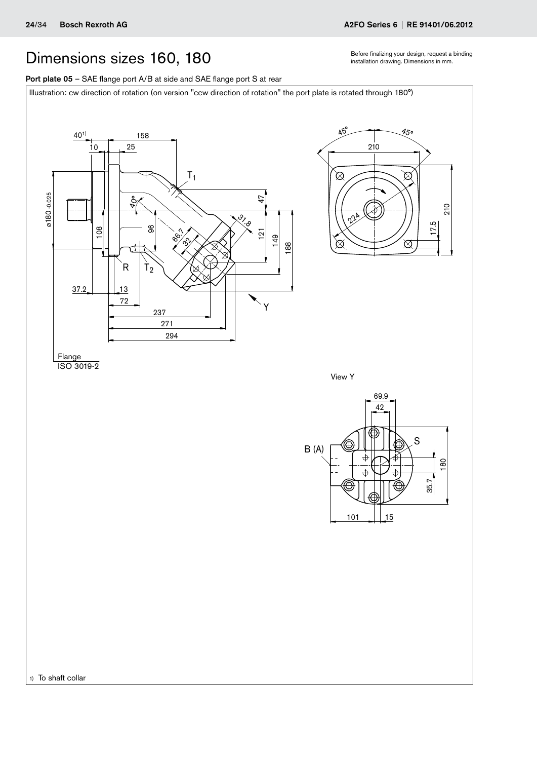# Dimensions sizes 160, 180

Before finalizing your design, request a binding installation drawing. Dimensions in mm.

**Port plate 05** – SAE flange port A/B at side and SAE flange port S at rear

Illustration: cw direction of rotation (on version "ccw direction of rotation" the port plate is rotated through 180°)

40[1) 158 10 25 T₁ 47 40° 31.8 ø180 -0.025 108 96 66.7 32 121 149 188 R T₂ 37.2 13 72 Y 237 271 294

Flange ISO 3019-2

45° 45° 210 224 210 17.5

View Y

69.9 42 B (A) S 180 35.7 101 15

1) To shaft collar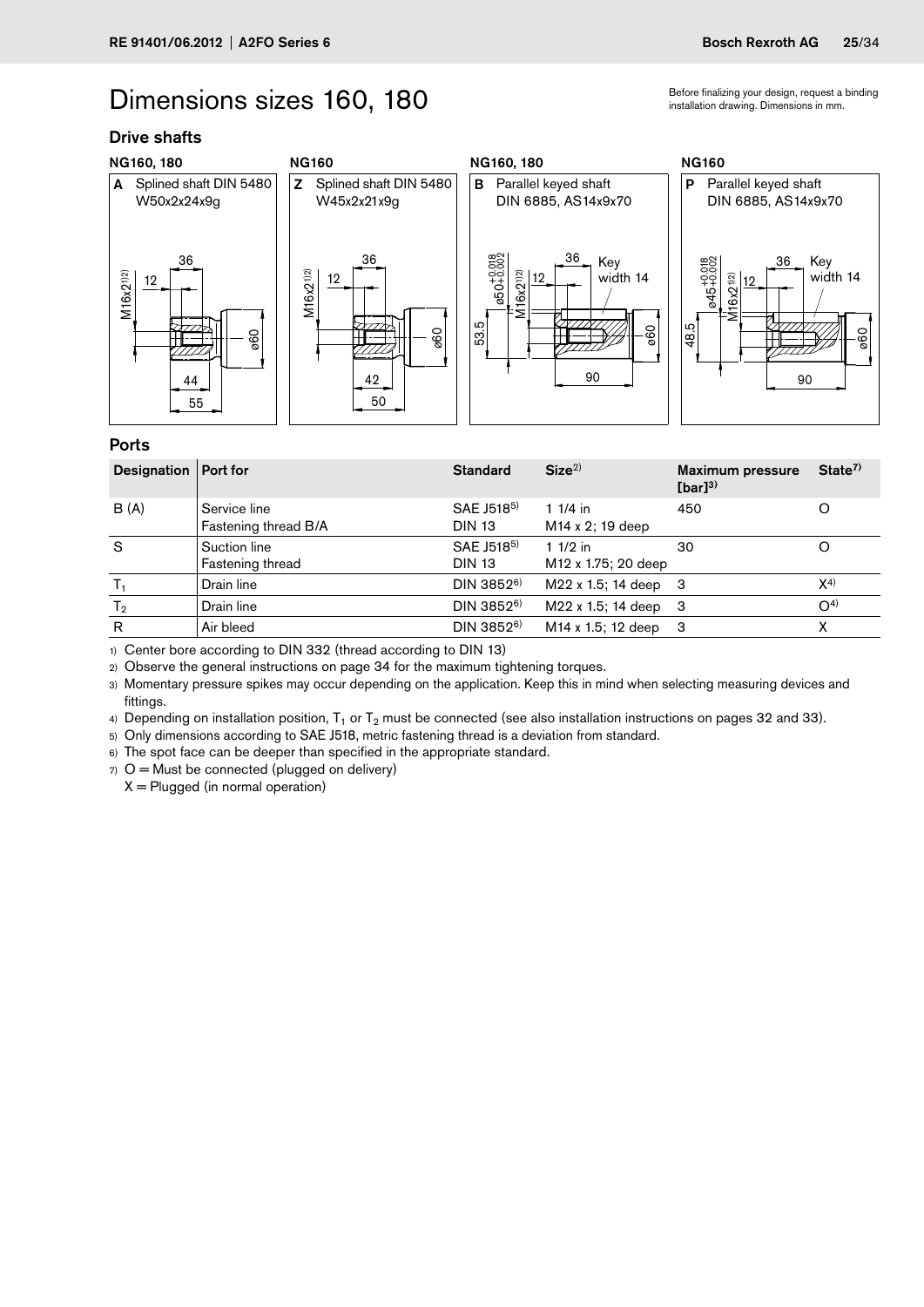# Dimensions sizes 160, 180

Before finalizing your design, request a binding installation drawing. Dimensions in mm.

## Drive shafts

**NG160, 180**

**A** Splined shaft DIN 5480 W50x2x24x9g

M16x2[1,2], 12, 36, 44, 55, ø60

**NG160**

**Z** Splined shaft DIN 5480 W45x2x21x9g

M16x2[1,2], 12, 36, 42, 50, ø60

**NG160, 180**

**B** Parallel keyed shaft DIN 6885, AS14x9x70

ø50$^{+0.018}_{+0.002}$, M16x2[1,2], 12, 36, Key width 14, 53.5, 90, ø60

**NG160**

**P** Parallel keyed shaft DIN 6885, AS14x9x70

ø45$^{+0.018}_{+0.002}$, M16x2[1,2], 12, 36, Key width 14, 48.5, 90, ø60

## Ports

| Designation | Port for | Standard | Size[2] | Maximum pressure [bar][3] | State[7] |
|---|---|---|---|---|---|
| B (A) | Service line<br>Fastening thread B/A | SAE J518[5]<br>DIN 13 | 1 1/4 in<br>M14 x 2; 19 deep | 450 | O |
| S | Suction line<br>Fastening thread | SAE J518[5]<br>DIN 13 | 1 1/2 in<br>M12 x 1.75; 20 deep | 30 | O |
| $T_1$ | Drain line | DIN 3852[6] | M22 x 1.5; 14 deep | 3 | X[4] |
| $T_2$ | Drain line | DIN 3852[6] | M22 x 1.5; 14 deep | 3 | O[4] |
| R | Air bleed | DIN 3852[6] | M14 x 1.5; 12 deep | 3 | X |

1) Center bore according to DIN 332 (thread according to DIN 13)
2) Observe the general instructions on page 34 for the maximum tightening torques.
3) Momentary pressure spikes may occur depending on the application. Keep this in mind when selecting measuring devices and fittings.
4) Depending on installation position, $T_1$ or $T_2$ must be connected (see also installation instructions on pages 32 and 33).
5) Only dimensions according to SAE J518, metric fastening thread is a deviation from standard.
6) The spot face can be deeper than specified in the appropriate standard.
7) O = Must be connected (plugged on delivery)
   X = Plugged (in normal operation)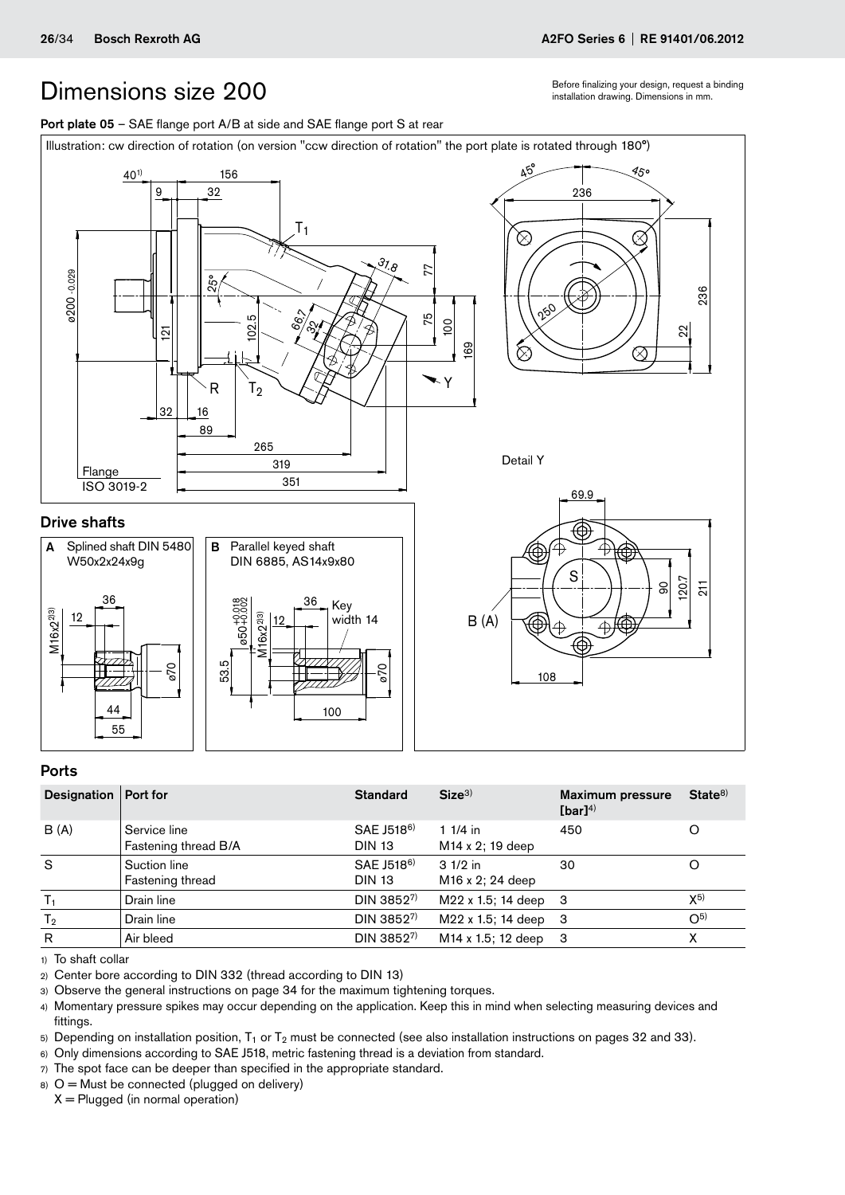# Dimensions size 200

Before finalizing your design, request a binding installation drawing. Dimensions in mm.

**Port plate 05** – SAE flange port A/B at side and SAE flange port S at rear

Illustration: cw direction of rotation (on version "ccw direction of rotation" the port plate is rotated through 180°)

## Drive shafts

**A** Splined shaft DIN 5480 W50x2x24x9g

**B** Parallel keyed shaft DIN 6885, AS14x9x80

## Ports

| Designation | Port for | Standard | Size[3] | Maximum pressure [bar][4] | State[8] |
|---|---|---|---|---|---|
| B (A) | Service line<br>Fastening thread B/A | SAE J518[6]<br>DIN 13 | 1 1/4 in<br>M14 x 2; 19 deep | 450 | O |
| S | Suction line<br>Fastening thread | SAE J518[6]<br>DIN 13 | 3 1/2 in<br>M16 x 2; 24 deep | 30 | O |
| $T_1$ | Drain line | DIN 3852[7] | M22 x 1.5; 14 deep | 3 | X[5] |
| $T_2$ | Drain line | DIN 3852[7] | M22 x 1.5; 14 deep | 3 | O[5] |
| R | Air bleed | DIN 3852[7] | M14 x 1.5; 12 deep | 3 | X |

1) To shaft collar
2) Center bore according to DIN 332 (thread according to DIN 13)
3) Observe the general instructions on page 34 for the maximum tightening torques.
4) Momentary pressure spikes may occur depending on the application. Keep this in mind when selecting measuring devices and fittings.
5) Depending on installation position, $T_1$ or $T_2$ must be connected (see also installation instructions on pages 32 and 33).
6) Only dimensions according to SAE J518, metric fastening thread is a deviation from standard.
7) The spot face can be deeper than specified in the appropriate standard.
8) O = Must be connected (plugged on delivery)
   X = Plugged (in normal operation)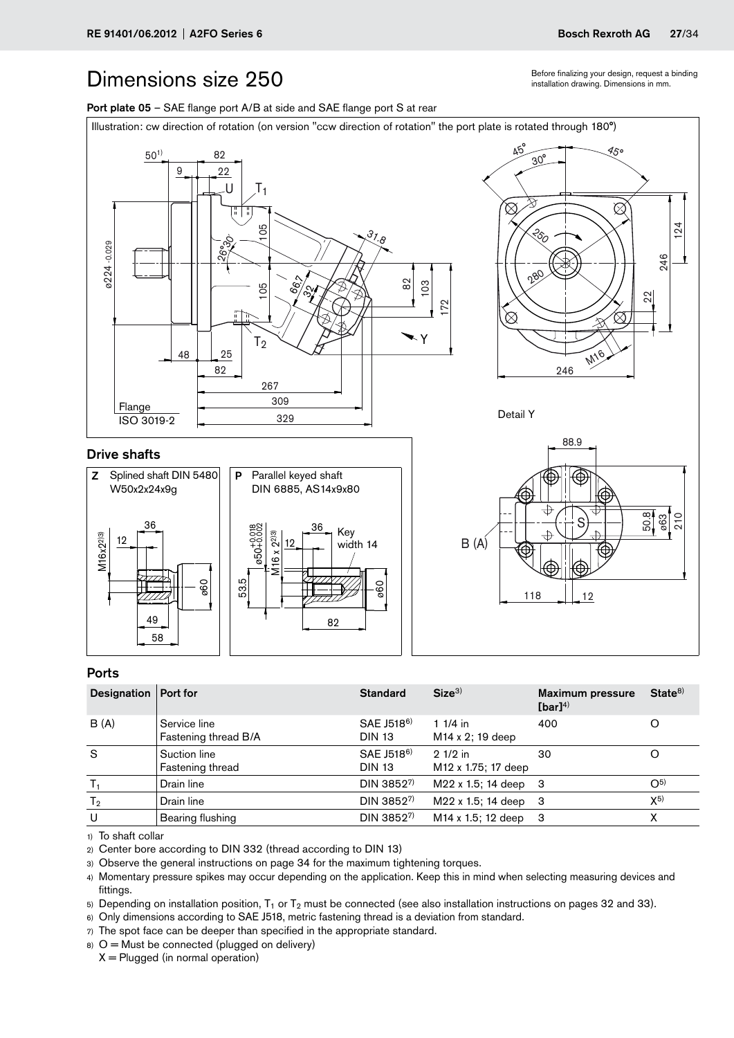Before finalizing your design, request a binding installation drawing. Dimensions in mm.

# Dimensions size 250

**Port plate 05** – SAE flange port A/B at side and SAE flange port S at rear

Illustration: cw direction of rotation (on version "ccw direction of rotation" the port plate is rotated through 180°)

Flange ISO 3019-2

Detail Y

## Drive shafts

**Z** Splined shaft DIN 5480 W50x2x24x9g

**P** Parallel keyed shaft DIN 6885, AS14x9x80

## Ports

| Designation | Port for | Standard | Size[3] | Maximum pressure [bar][4] | State[8] |
|---|---|---|---|---|---|
| B (A) | Service line<br>Fastening thread B/A | SAE J518[6]<br>DIN 13 | 1 1/4 in<br>M14 x 2; 19 deep | 400 | O |
| S | Suction line<br>Fastening thread | SAE J518[6]<br>DIN 13 | 2 1/2 in<br>M12 x 1.75; 17 deep | 30 | O |
| $T_1$ | Drain line | DIN 3852[7] | M22 x 1.5; 14 deep | 3 | O[5] |
| $T_2$ | Drain line | DIN 3852[7] | M22 x 1.5; 14 deep | 3 | X[5] |
| U | Bearing flushing | DIN 3852[7] | M14 x 1.5; 12 deep | 3 | X |

1) To shaft collar
2) Center bore according to DIN 332 (thread according to DIN 13)
3) Observe the general instructions on page 34 for the maximum tightening torques.
4) Momentary pressure spikes may occur depending on the application. Keep this in mind when selecting measuring devices and fittings.
5) Depending on installation position, $T_1$ or $T_2$ must be connected (see also installation instructions on pages 32 and 33).
6) Only dimensions according to SAE J518, metric fastening thread is a deviation from standard.
7) The spot face can be deeper than specified in the appropriate standard.
8) O = Must be connected (plugged on delivery)
X = Plugged (in normal operation)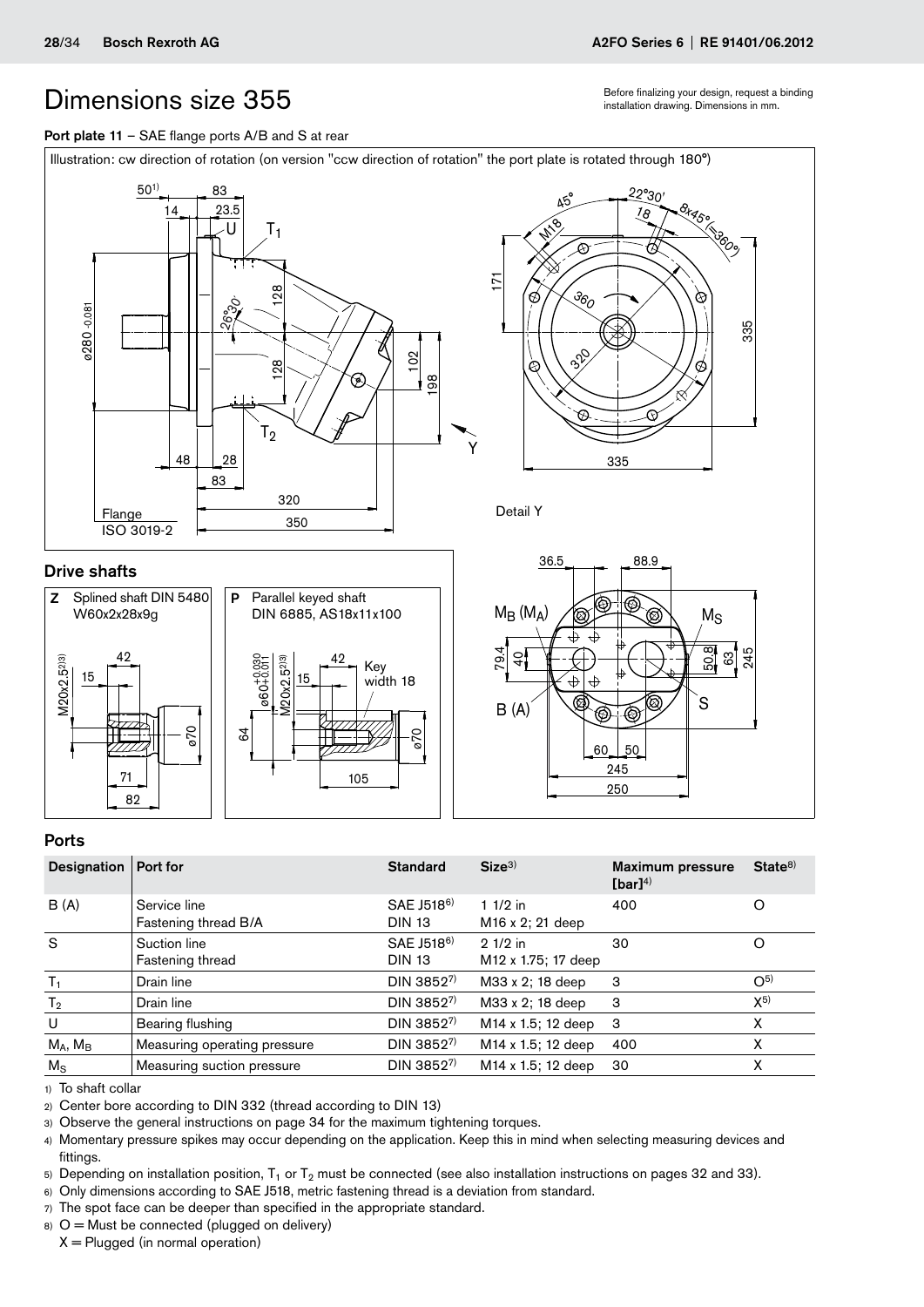# Dimensions size 355

Before finalizing your design, request a binding installation drawing. Dimensions in mm.

**Port plate 11** – SAE flange ports A/B and S at rear

Illustration: cw direction of rotation (on version "ccw direction of rotation" the port plate is rotated through 180°)

Flange ISO 3019-2

Detail Y

## Drive shafts

**Z** Splined shaft DIN 5480 W60x2x28x9g

**P** Parallel keyed shaft DIN 6885, AS18x11x100

## Ports

| Designation | Port for | Standard | Size[3] | Maximum pressure [bar][4] | State[8] |
|---|---|---|---|---|---|
| B (A) | Service line<br>Fastening thread B/A | SAE J518[6]<br>DIN 13 | 1 1/2 in<br>M16 x 2; 21 deep | 400 | O |
| S | Suction line<br>Fastening thread | SAE J518[6]<br>DIN 13 | 2 1/2 in<br>M12 x 1.75; 17 deep | 30 | O |
| $T_1$ | Drain line | DIN 3852[7] | M33 x 2; 18 deep | 3 | O[5] |
| $T_2$ | Drain line | DIN 3852[7] | M33 x 2; 18 deep | 3 | X[5] |
| U | Bearing flushing | DIN 3852[7] | M14 x 1.5; 12 deep | 3 | X |
| $M_A$, $M_B$ | Measuring operating pressure | DIN 3852[7] | M14 x 1.5; 12 deep | 400 | X |
| $M_S$ | Measuring suction pressure | DIN 3852[7] | M14 x 1.5; 12 deep | 30 | X |

1) To shaft collar
2) Center bore according to DIN 332 (thread according to DIN 13)
3) Observe the general instructions on page 34 for the maximum tightening torques.
4) Momentary pressure spikes may occur depending on the application. Keep this in mind when selecting measuring devices and fittings.
5) Depending on installation position, $T_1$ or $T_2$ must be connected (see also installation instructions on pages 32 and 33).
6) Only dimensions according to SAE J518, metric fastening thread is a deviation from standard.
7) The spot face can be deeper than specified in the appropriate standard.
8) O = Must be connected (plugged on delivery)
X = Plugged (in normal operation)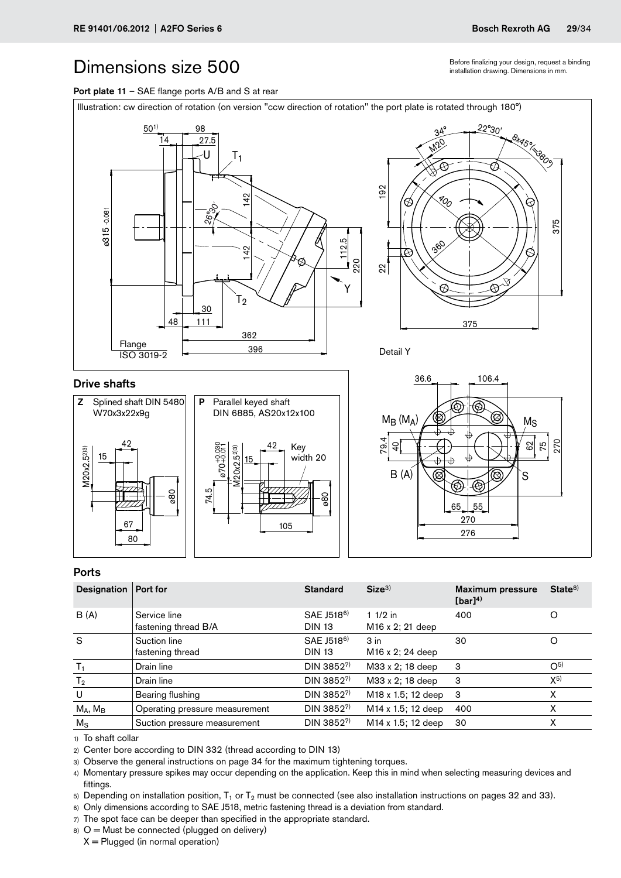# Dimensions size 500

Before finalizing your design, request a binding installation drawing. Dimensions in mm.

**Port plate 11** – SAE flange ports A/B and S at rear

Illustration: cw direction of rotation (on version "ccw direction of rotation" the port plate is rotated through 180°)

Flange ISO 3019-2

Detail Y

## Drive shafts

**Z** Splined shaft DIN 5480 W70x3x22x9g

**P** Parallel keyed shaft DIN 6885, AS20x12x100

## Ports

| Designation | Port for | Standard | Size[3] | Maximum pressure [bar][4] | State[8] |
|---|---|---|---|---|---|
| B (A) | Service line<br>fastening thread B/A | SAE J518[6]<br>DIN 13 | 1 1/2 in<br>M16 x 2; 21 deep | 400 | O |
| S | Suction line<br>fastening thread | SAE J518[6]<br>DIN 13 | 3 in<br>M16 x 2; 24 deep | 30 | O |
| $T_1$ | Drain line | DIN 3852[7] | M33 x 2; 18 deep | 3 | O[5] |
| $T_2$ | Drain line | DIN 3852[7] | M33 x 2; 18 deep | 3 | X[5] |
| U | Bearing flushing | DIN 3852[7] | M18 x 1.5; 12 deep | 3 | X |
| $M_A$, $M_B$ | Operating pressure measurement | DIN 3852[7] | M14 x 1.5; 12 deep | 400 | X |
| $M_S$ | Suction pressure measurement | DIN 3852[7] | M14 x 1.5; 12 deep | 30 | X |

1) To shaft collar
2) Center bore according to DIN 332 (thread according to DIN 13)
3) Observe the general instructions on page 34 for the maximum tightening torques.
4) Momentary pressure spikes may occur depending on the application. Keep this in mind when selecting measuring devices and fittings.
5) Depending on installation position, $T_1$ or $T_2$ must be connected (see also installation instructions on pages 32 and 33).
6) Only dimensions according to SAE J518, metric fastening thread is a deviation from standard.
7) The spot face can be deeper than specified in the appropriate standard.
8) O = Must be connected (plugged on delivery)
   X = Plugged (in normal operation)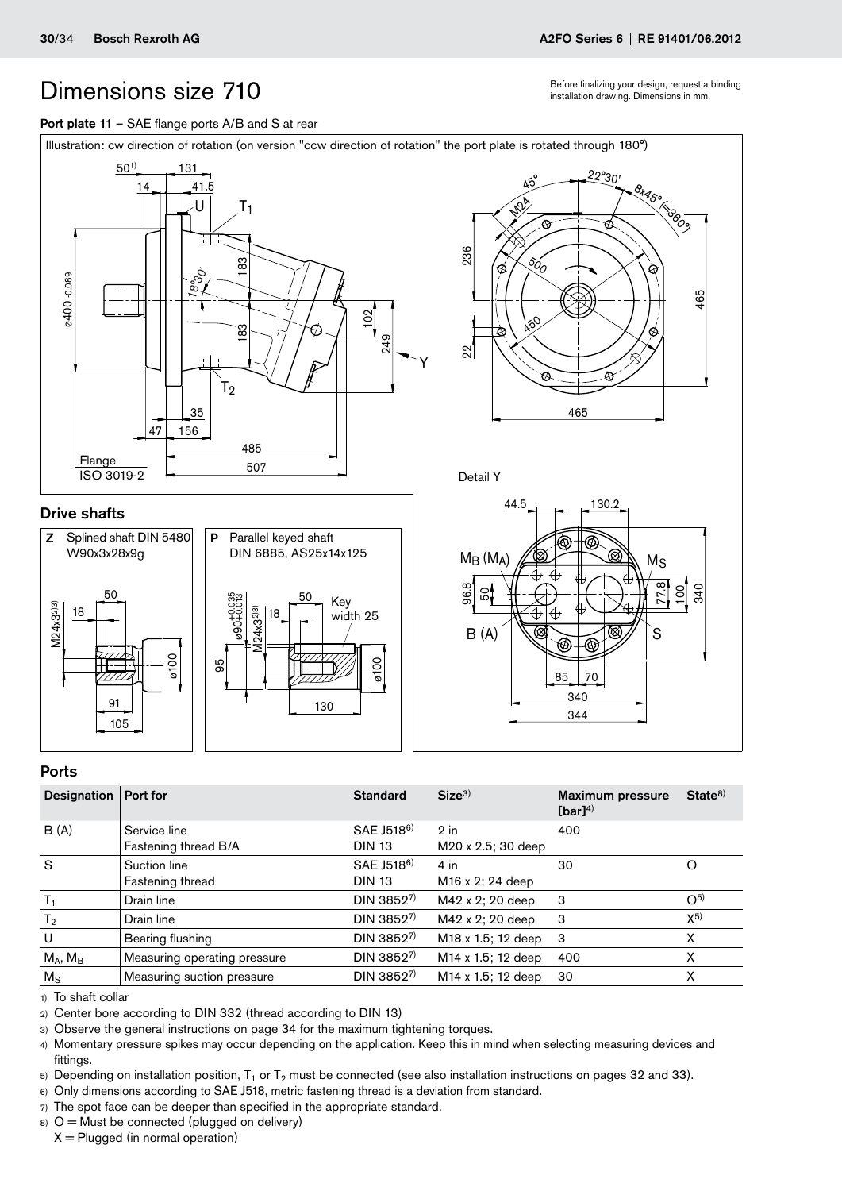Before finalizing your design, request a binding installation drawing. Dimensions in mm.

# Dimensions size 710

**Port plate 11** – SAE flange ports A/B and S at rear

Illustration: cw direction of rotation (on version "ccw direction of rotation" the port plate is rotated through 180°)

Flange ISO 3019-2

Detail Y

## Drive shafts

**Z** Splined shaft DIN 5480 W90x3x28x9g

**P** Parallel keyed shaft DIN 6885, AS25x14x125

## Ports

| Designation | Port for | Standard | Size[3] | Maximum pressure [bar][4] | State[8] |
|---|---|---|---|---|---|
| B (A) | Service line<br>Fastening thread B/A | SAE J518[6]<br>DIN 13 | 2 in<br>M20 x 2.5; 30 deep | 400 | |
| S | Suction line<br>Fastening thread | SAE J518[6]<br>DIN 13 | 4 in<br>M16 x 2; 24 deep | 30 | O |
| $T_1$ | Drain line | DIN 3852[7] | M42 x 2; 20 deep | 3 | O[5] |
| $T_2$ | Drain line | DIN 3852[7] | M42 x 2; 20 deep | 3 | X[5] |
| U | Bearing flushing | DIN 3852[7] | M18 x 1.5; 12 deep | 3 | X |
| $M_A$, $M_B$ | Measuring operating pressure | DIN 3852[7] | M14 x 1.5; 12 deep | 400 | X |
| $M_S$ | Measuring suction pressure | DIN 3852[7] | M14 x 1.5; 12 deep | 30 | X |

1) To shaft collar
2) Center bore according to DIN 332 (thread according to DIN 13)
3) Observe the general instructions on page 34 for the maximum tightening torques.
4) Momentary pressure spikes may occur depending on the application. Keep this in mind when selecting measuring devices and fittings.
5) Depending on installation position, $T_1$ or $T_2$ must be connected (see also installation instructions on pages 32 and 33).
6) Only dimensions according to SAE J518, metric fastening thread is a deviation from standard.
7) The spot face can be deeper than specified in the appropriate standard.
8) O = Must be connected (plugged on delivery)
X = Plugged (in normal operation)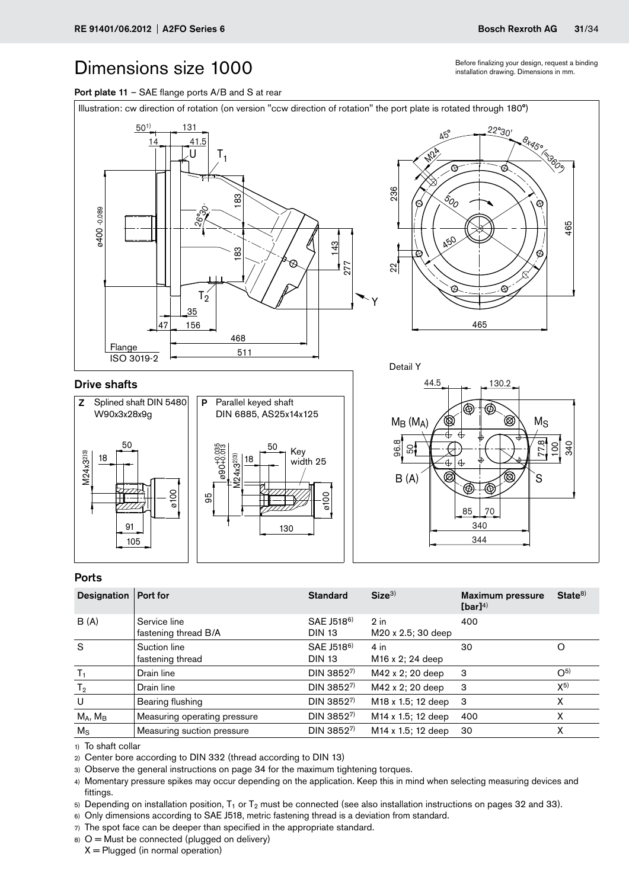# Dimensions size 1000

Before finalizing your design, request a binding installation drawing. Dimensions in mm.

**Port plate 11** – SAE flange ports A/B and S at rear

Illustration: cw direction of rotation (on version "ccw direction of rotation" the port plate is rotated through 180°)

## Drive shafts

**Z** Splined shaft DIN 5480 W90x3x28x9g

**P** Parallel keyed shaft DIN 6885, AS25x14x125

Detail Y

## Ports

| Designation | Port for | Standard | Size[3] | Maximum pressure [bar][4] | State[8] |
|---|---|---|---|---|---|
| B (A) | Service line<br>fastening thread B/A | SAE J518[6]<br>DIN 13 | 2 in<br>M20 x 2.5; 30 deep | 400 | |
| S | Suction line<br>fastening thread | SAE J518[6]<br>DIN 13 | 4 in<br>M16 x 2; 24 deep | 30 | O |
| $T_1$ | Drain line | DIN 3852[7] | M42 x 2; 20 deep | 3 | O[5] |
| $T_2$ | Drain line | DIN 3852[7] | M42 x 2; 20 deep | 3 | X[5] |
| U | Bearing flushing | DIN 3852[7] | M18 x 1.5; 12 deep | 3 | X |
| $M_A$, $M_B$ | Measuring operating pressure | DIN 3852[7] | M14 x 1.5; 12 deep | 400 | X |
| $M_S$ | Measuring suction pressure | DIN 3852[7] | M14 x 1.5; 12 deep | 30 | X |

1) To shaft collar

2) Center bore according to DIN 332 (thread according to DIN 13)

3) Observe the general instructions on page 34 for the maximum tightening torques.

4) Momentary pressure spikes may occur depending on the application. Keep this in mind when selecting measuring devices and fittings.

5) Depending on installation position, $T_1$ or $T_2$ must be connected (see also installation instructions on pages 32 and 33).

6) Only dimensions according to SAE J518, metric fastening thread is a deviation from standard.

7) The spot face can be deeper than specified in the appropriate standard.

8) O = Must be connected (plugged on delivery)
X = Plugged (in normal operation)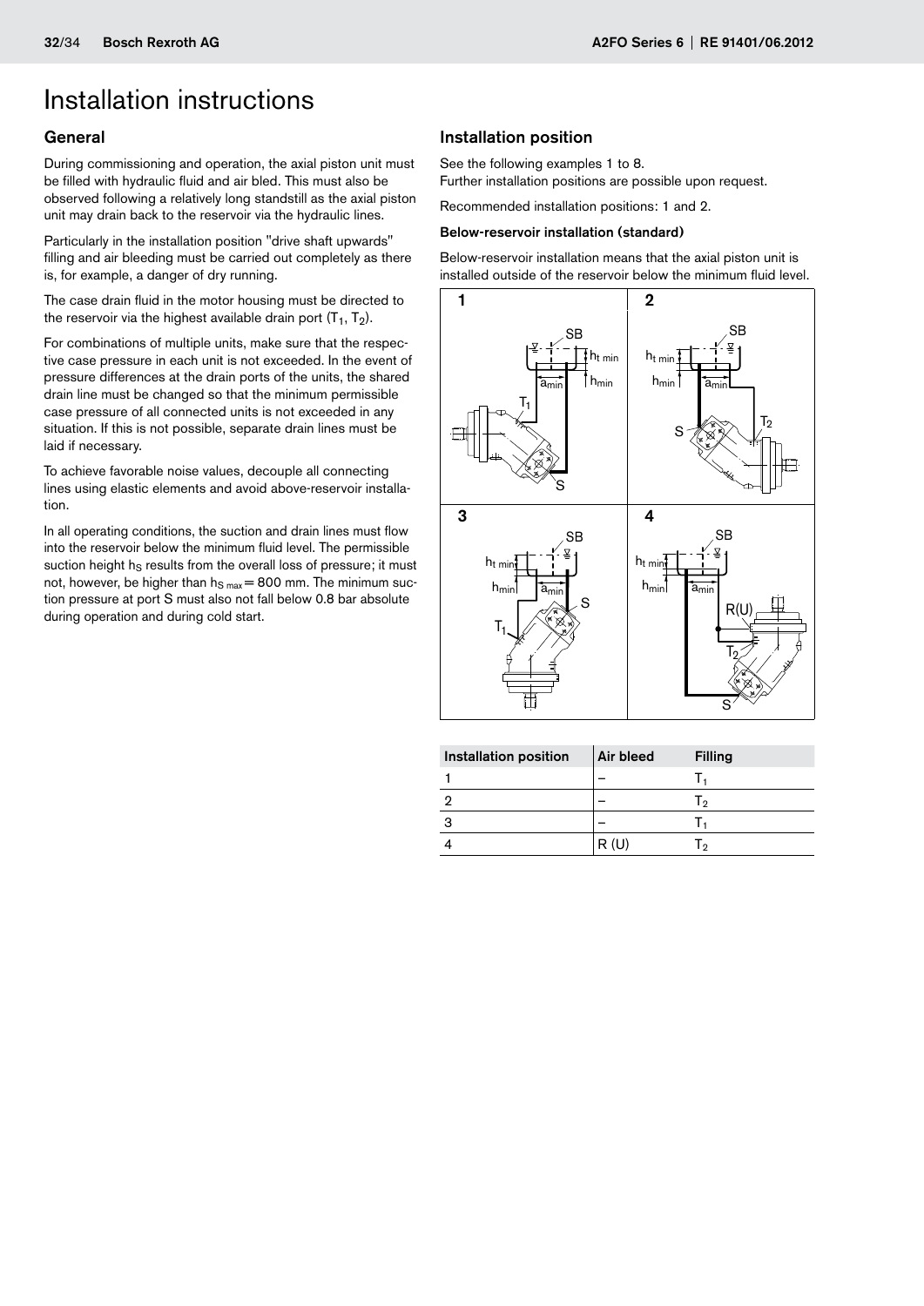# Installation instructions

## General

During commissioning and operation, the axial piston unit must be filled with hydraulic fluid and air bled. This must also be observed following a relatively long standstill as the axial piston unit may drain back to the reservoir via the hydraulic lines.

Particularly in the installation position "drive shaft upwards" filling and air bleeding must be carried out completely as there is, for example, a danger of dry running.

The case drain fluid in the motor housing must be directed to the reservoir via the highest available drain port ($T_1$, $T_2$).

For combinations of multiple units, make sure that the respective case pressure in each unit is not exceeded. In the event of pressure differences at the drain ports of the units, the shared drain line must be changed so that the minimum permissible case pressure of all connected units is not exceeded in any situation. If this is not possible, separate drain lines must be laid if necessary.

To achieve favorable noise values, decouple all connecting lines using elastic elements and avoid above-reservoir installation.

In all operating conditions, the suction and drain lines must flow into the reservoir below the minimum fluid level. The permissible suction height $h_S$ results from the overall loss of pressure; it must not, however, be higher than $h_{S\,max}$ = 800 mm. The minimum suction pressure at port S must also not fall below 0.8 bar absolute during operation and during cold start.

## Installation position

See the following examples 1 to 8.
Further installation positions are possible upon request.

Recommended installation positions: 1 and 2.

**Below-reservoir installation (standard)**

Below-reservoir installation means that the axial piston unit is installed outside of the reservoir below the minimum fluid level.

| Installation position | Air bleed | Filling |
|---|---|---|
| 1 | – | $T_1$ |
| 2 | – | $T_2$ |
| 3 | – | $T_1$ |
| 4 | R (U) | $T_2$ |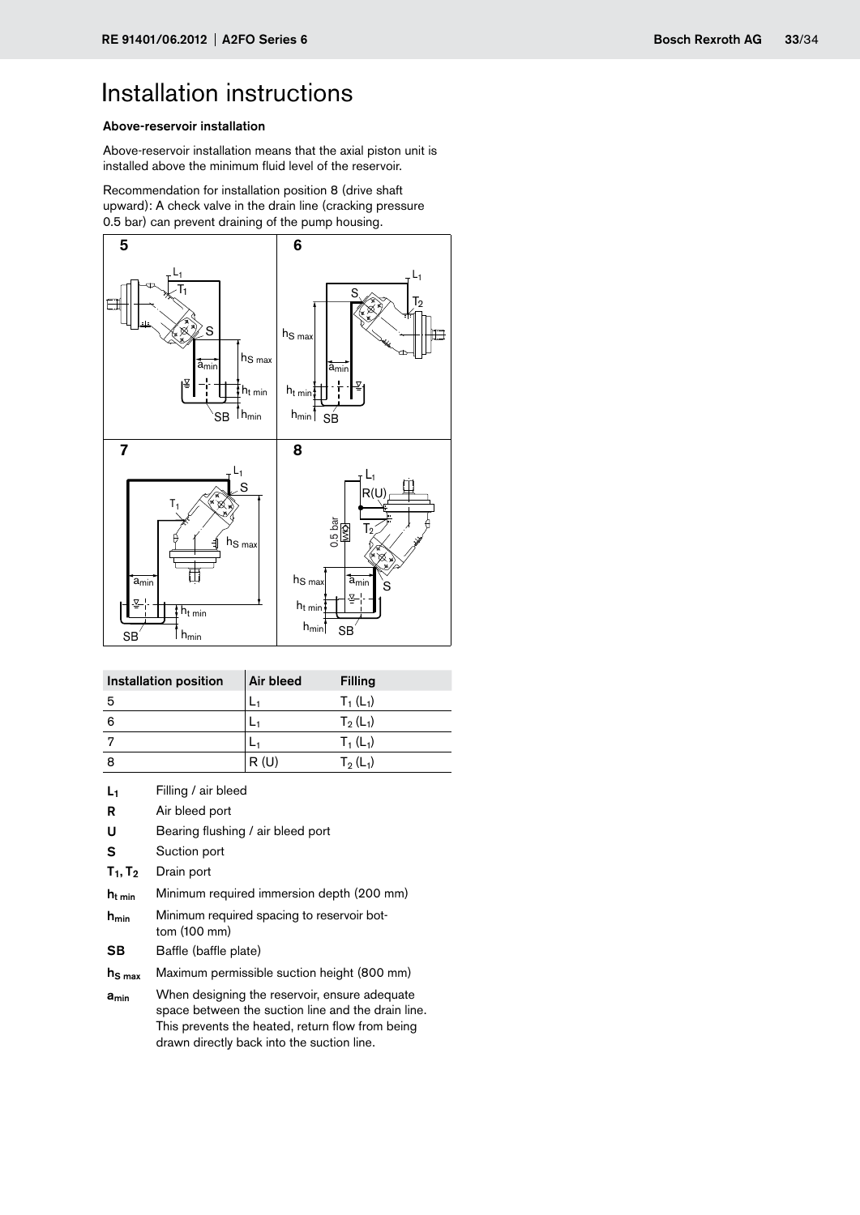# Installation instructions

### Above-reservoir installation

Above-reservoir installation means that the axial piston unit is installed above the minimum fluid level of the reservoir.

Recommendation for installation position 8 (drive shaft upward): A check valve in the drain line (cracking pressure 0.5 bar) can prevent draining of the pump housing.

| Installation position | Air bleed | Filling |
|---|---|---|
| 5 | $L_1$ | $T_1$ ($L_1$) |
| 6 | $L_1$ | $T_2$ ($L_1$) |
| 7 | $L_1$ | $T_1$ ($L_1$) |
| 8 | R (U) | $T_2$ ($L_1$) |

- **$L_1$** Filling / air bleed
- **R** Air bleed port
- **U** Bearing flushing / air bleed port
- **S** Suction port
- **$T_1$, $T_2$** Drain port
- **$h_{t\,min}$** Minimum required immersion depth (200 mm)
- **$h_{min}$** Minimum required spacing to reservoir bottom (100 mm)
- **SB** Baffle (baffle plate)
- **$h_{S\,max}$** Maximum permissible suction height (800 mm)
- **$a_{min}$** When designing the reservoir, ensure adequate space between the suction line and the drain line. This prevents the heated, return flow from being drawn directly back into the suction line.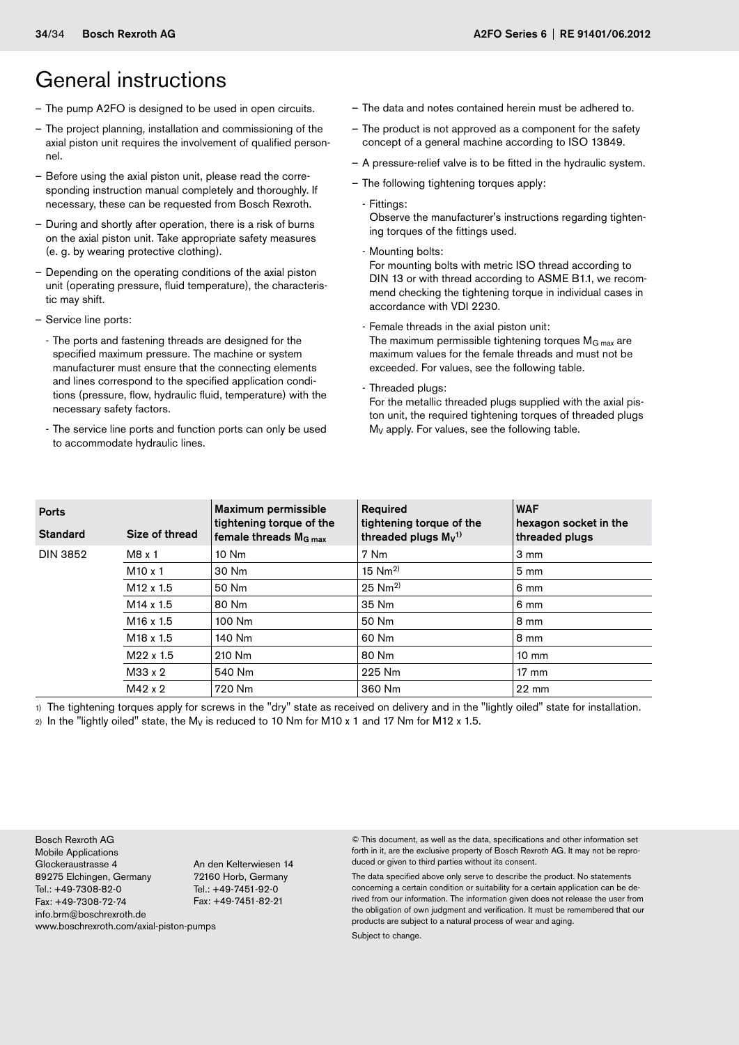# General instructions

- The pump A2FO is designed to be used in open circuits.
- The project planning, installation and commissioning of the axial piston unit requires the involvement of qualified personnel.
- Before using the axial piston unit, please read the corresponding instruction manual completely and thoroughly. If necessary, these can be requested from Bosch Rexroth.
- During and shortly after operation, there is a risk of burns on the axial piston unit. Take appropriate safety measures (e. g. by wearing protective clothing).
- Depending on the operating conditions of the axial piston unit (operating pressure, fluid temperature), the characteristic may shift.
- Service line ports:
  - The ports and fastening threads are designed for the specified maximum pressure. The machine or system manufacturer must ensure that the connecting elements and lines correspond to the specified application conditions (pressure, flow, hydraulic fluid, temperature) with the necessary safety factors.
  - The service line ports and function ports can only be used to accommodate hydraulic lines.
- The data and notes contained herein must be adhered to.
- The product is not approved as a component for the safety concept of a general machine according to ISO 13849.
- A pressure-relief valve is to be fitted in the hydraulic system.
- The following tightening torques apply:
  - Fittings:
    Observe the manufacturer's instructions regarding tightening torques of the fittings used.
  - Mounting bolts:
    For mounting bolts with metric ISO thread according to DIN 13 or with thread according to ASME B1.1, we recommend checking the tightening torque in individual cases in accordance with VDI 2230.
  - Female threads in the axial piston unit:
    The maximum permissible tightening torques $M_{G\,max}$ are maximum values for the female threads and must not be exceeded. For values, see the following table.
  - Threaded plugs:
    For the metallic threaded plugs supplied with the axial piston unit, the required tightening torques of threaded plugs $M_V$ apply. For values, see the following table.

| Ports | | Maximum permissible tightening torque of the female threads $M_{G\,max}$ | Required tightening torque of the threaded plugs $M_V$[1] | WAF hexagon socket in the threaded plugs |
|---|---|---|---|---|
| Standard | Size of thread | | | |
| DIN 3852 | M8 x 1 | 10 Nm | 7 Nm | 3 mm |
| | M10 x 1 | 30 Nm | 15 Nm[2] | 5 mm |
| | M12 x 1.5 | 50 Nm | 25 Nm[2] | 6 mm |
| | M14 x 1.5 | 80 Nm | 35 Nm | 6 mm |
| | M16 x 1.5 | 100 Nm | 50 Nm | 8 mm |
| | M18 x 1.5 | 140 Nm | 60 Nm | 8 mm |
| | M22 x 1.5 | 210 Nm | 80 Nm | 10 mm |
| | M33 x 2 | 540 Nm | 225 Nm | 17 mm |
| | M42 x 2 | 720 Nm | 360 Nm | 22 mm |

1) The tightening torques apply for screws in the "dry" state as received on delivery and in the "lightly oiled" state for installation.
2) In the "lightly oiled" state, the $M_V$ is reduced to 10 Nm for M10 x 1 and 17 Nm for M12 x 1.5.

Bosch Rexroth AG
Mobile Applications
Glockeraustrasse 4
89275 Elchingen, Germany
Tel.: +49-7308-82-0
Fax: +49-7308-72-74
info.brm@boschrexroth.de
www.boschrexroth.com/axial-piston-pumps

An den Kelterwiesen 14
72160 Horb, Germany
Tel.: +49-7451-92-0
Fax: +49-7451-82-21

© This document, as well as the data, specifications and other information set forth in it, are the exclusive property of Bosch Rexroth AG. It may not be reproduced or given to third parties without its consent.

The data specified above only serve to describe the product. No statements concerning a certain condition or suitability for a certain application can be derived from our information. The information given does not release the user from the obligation of own judgment and verification. It must be remembered that our products are subject to a natural process of wear and aging.

Subject to change.